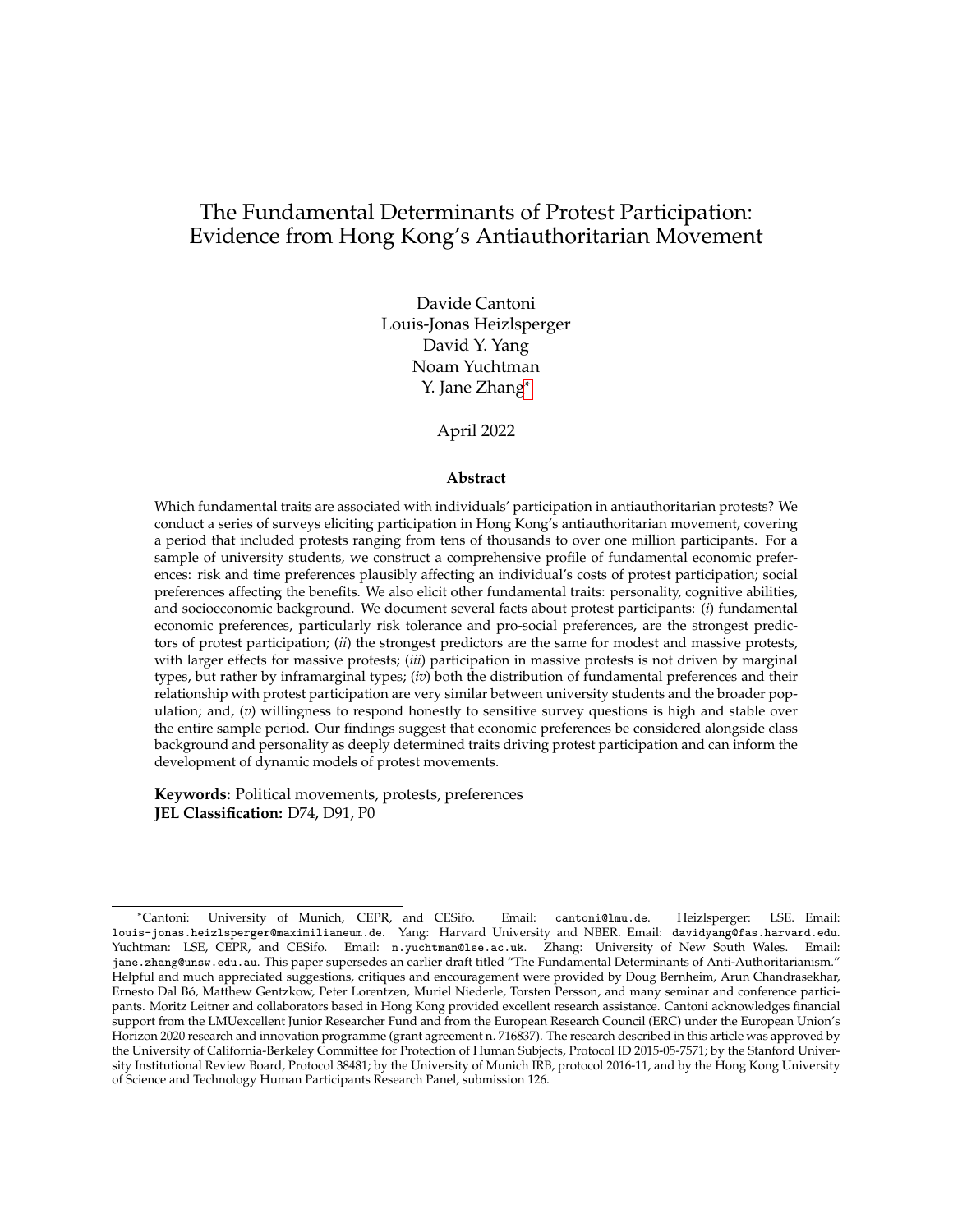# The Fundamental Determinants of Protest Participation: Evidence from Hong Kong's Antiauthoritarian Movement

Davide Cantoni
Louis-Jonas Heizlsperger
David Y. Yang
Noam Yuchtman
Y. Jane Zhang[*]

April 2022

### Abstract

Which fundamental traits are associated with individuals' participation in antiauthoritarian protests? We conduct a series of surveys eliciting participation in Hong Kong's antiauthoritarian movement, covering a period that included protests ranging from tens of thousands to over one million participants. For a sample of university students, we construct a comprehensive profile of fundamental economic preferences: risk and time preferences plausibly affecting an individual's costs of protest participation; social preferences affecting the benefits. We also elicit other fundamental traits: personality, cognitive abilities, and socioeconomic background. We document several facts about protest participants: (*i*) fundamental economic preferences, particularly risk tolerance and pro-social preferences, are the strongest predictors of protest participation; (*ii*) the strongest predictors are the same for modest and massive protests, with larger effects for massive protests; (*iii*) participation in massive protests is not driven by marginal types, but rather by inframarginal types; (*iv*) both the distribution of fundamental preferences and their relationship with protest participation are very similar between university students and the broader population; and, (*v*) willingness to respond honestly to sensitive survey questions is high and stable over the entire sample period. Our findings suggest that economic preferences be considered alongside class background and personality as deeply determined traits driving protest participation and can inform the development of dynamic models of protest movements.

**Keywords:** Political movements, protests, preferences
**JEL Classification:** D74, D91, P0

---

[*]Cantoni: University of Munich, CEPR, and CESifo. Email: `cantoni@lmu.de`. Heizlsperger: LSE. Email: `louis-jonas.heizlsperger@maximilianeum.de`. Yang: Harvard University and NBER. Email: `davidyang@fas.harvard.edu`. Yuchtman: LSE, CEPR, and CESifo. Email: `n.yuchtman@lse.ac.uk`. Zhang: University of New South Wales. Email: `jane.zhang@unsw.edu.au`. This paper supersedes an earlier draft titled "The Fundamental Determinants of Anti-Authoritarianism." Helpful and much appreciated suggestions, critiques and encouragement were provided by Doug Bernheim, Arun Chandrasekhar, Ernesto Dal Bó, Matthew Gentzkow, Peter Lorentzen, Muriel Niederle, Torsten Persson, and many seminar and conference participants. Moritz Leitner and collaborators based in Hong Kong provided excellent research assistance. Cantoni acknowledges financial support from the LMUexcellent Junior Researcher Fund and from the European Research Council (ERC) under the European Union's Horizon 2020 research and innovation programme (grant agreement n. 716837). The research described in this article was approved by the University of California-Berkeley Committee for Protection of Human Subjects, Protocol ID 2015-05-7571; by the Stanford University Institutional Review Board, Protocol 38481; by the University of Munich IRB, protocol 2016-11, and by the Hong Kong University of Science and Technology Human Participants Research Panel, submission 126.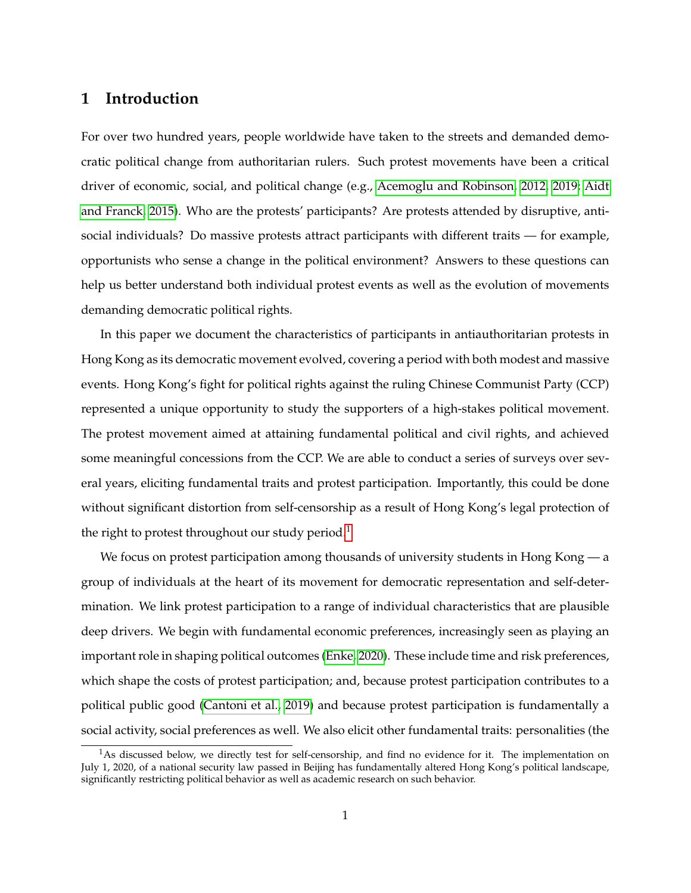# 1 Introduction

For over two hundred years, people worldwide have taken to the streets and demanded democratic political change from authoritarian rulers. Such protest movements have been a critical driver of economic, social, and political change (e.g., Acemoglu and Robinson, 2012, 2019; Aidt and Franck, 2015). Who are the protests' participants? Are protests attended by disruptive, antisocial individuals? Do massive protests attract participants with different traits — for example, opportunists who sense a change in the political environment? Answers to these questions can help us better understand both individual protest events as well as the evolution of movements demanding democratic political rights.

In this paper we document the characteristics of participants in antiauthoritarian protests in Hong Kong as its democratic movement evolved, covering a period with both modest and massive events. Hong Kong's fight for political rights against the ruling Chinese Communist Party (CCP) represented a unique opportunity to study the supporters of a high-stakes political movement. The protest movement aimed at attaining fundamental political and civil rights, and achieved some meaningful concessions from the CCP. We are able to conduct a series of surveys over several years, eliciting fundamental traits and protest participation. Importantly, this could be done without significant distortion from self-censorship as a result of Hong Kong's legal protection of the right to protest throughout our study period.[1]

We focus on protest participation among thousands of university students in Hong Kong — a group of individuals at the heart of its movement for democratic representation and self-determination. We link protest participation to a range of individual characteristics that are plausible deep drivers. We begin with fundamental economic preferences, increasingly seen as playing an important role in shaping political outcomes (Enke, 2020). These include time and risk preferences, which shape the costs of protest participation; and, because protest participation contributes to a political public good (Cantoni et al., 2019) and because protest participation is fundamentally a social activity, social preferences as well. We also elicit other fundamental traits: personalities (the

[1] As discussed below, we directly test for self-censorship, and find no evidence for it. The implementation on July 1, 2020, of a national security law passed in Beijing has fundamentally altered Hong Kong's political landscape, significantly restricting political behavior as well as academic research on such behavior.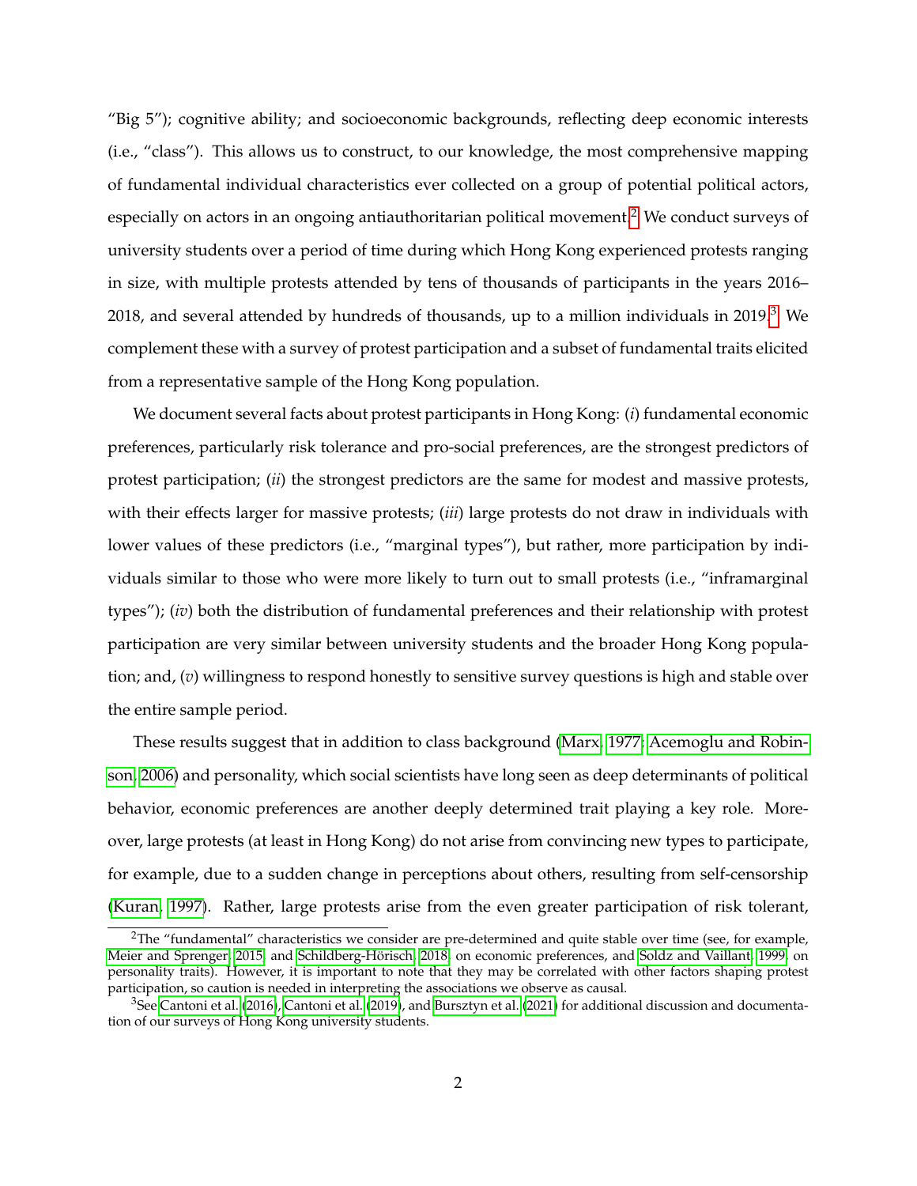"Big 5"); cognitive ability; and socioeconomic backgrounds, reflecting deep economic interests (i.e., "class"). This allows us to construct, to our knowledge, the most comprehensive mapping of fundamental individual characteristics ever collected on a group of potential political actors, especially on actors in an ongoing antiauthoritarian political movement.[2] We conduct surveys of university students over a period of time during which Hong Kong experienced protests ranging in size, with multiple protests attended by tens of thousands of participants in the years 2016–2018, and several attended by hundreds of thousands, up to a million individuals in 2019.[3] We complement these with a survey of protest participation and a subset of fundamental traits elicited from a representative sample of the Hong Kong population.

We document several facts about protest participants in Hong Kong: (*i*) fundamental economic preferences, particularly risk tolerance and pro-social preferences, are the strongest predictors of protest participation; (*ii*) the strongest predictors are the same for modest and massive protests, with their effects larger for massive protests; (*iii*) large protests do not draw in individuals with lower values of these predictors (i.e., "marginal types"), but rather, more participation by individuals similar to those who were more likely to turn out to small protests (i.e., "inframarginal types"); (*iv*) both the distribution of fundamental preferences and their relationship with protest participation are very similar between university students and the broader Hong Kong population; and, (*v*) willingness to respond honestly to sensitive survey questions is high and stable over the entire sample period.

These results suggest that in addition to class background (Marx, 1977; Acemoglu and Robinson, 2006) and personality, which social scientists have long seen as deep determinants of political behavior, economic preferences are another deeply determined trait playing a key role. Moreover, large protests (at least in Hong Kong) do not arise from convincing new types to participate, for example, due to a sudden change in perceptions about others, resulting from self-censorship (Kuran, 1997). Rather, large protests arise from the even greater participation of risk tolerant,

[2] The "fundamental" characteristics we consider are pre-determined and quite stable over time (see, for example, Meier and Sprenger, 2015; and Schildberg-Hörisch, 2018, on economic preferences, and Soldz and Vaillant, 1999, on personality traits). However, it is important to note that they may be correlated with other factors shaping protest participation, so caution is needed in interpreting the associations we observe as causal.

[3] See Cantoni et al. (2016), Cantoni et al. (2019), and Bursztyn et al. (2021) for additional discussion and documentation of our surveys of Hong Kong university students.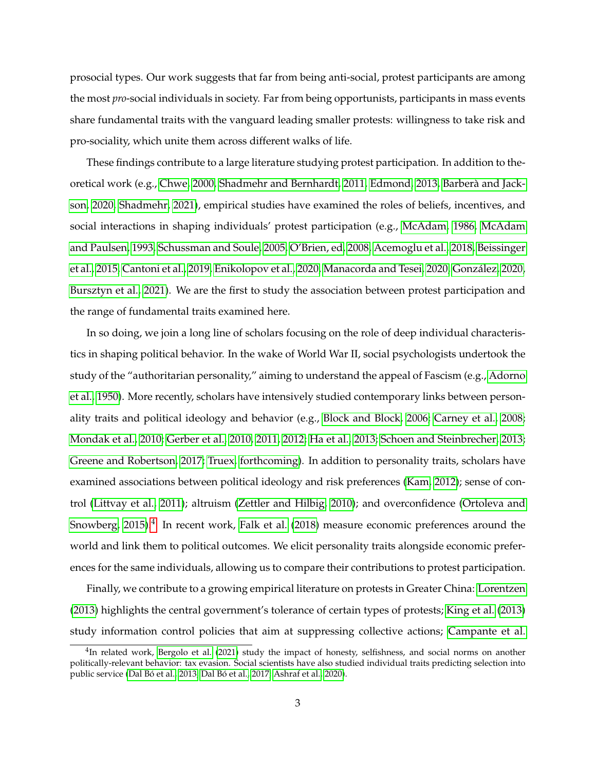prosocial types. Our work suggests that far from being anti-social, protest participants are among the most *pro*-social individuals in society. Far from being opportunists, participants in mass events share fundamental traits with the vanguard leading smaller protests: willingness to take risk and pro-sociality, which unite them across different walks of life.

These findings contribute to a large literature studying protest participation. In addition to theoretical work (e.g., Chwe, 2000; Shadmehr and Bernhardt, 2011; Edmond, 2013; Barberà and Jackson, 2020; Shadmehr, 2021), empirical studies have examined the roles of beliefs, incentives, and social interactions in shaping individuals' protest participation (e.g., McAdam, 1986; McAdam and Paulsen, 1993; Schussman and Soule, 2005; O'Brien, ed, 2008; Acemoglu et al., 2018; Beissinger et al., 2015; Cantoni et al., 2019; Enikolopov et al., 2020; Manacorda and Tesei, 2020; González, 2020; Bursztyn et al., 2021). We are the first to study the association between protest participation and the range of fundamental traits examined here.

In so doing, we join a long line of scholars focusing on the role of deep individual characteristics in shaping political behavior. In the wake of World War II, social psychologists undertook the study of the "authoritarian personality," aiming to understand the appeal of Fascism (e.g., Adorno et al., 1950). More recently, scholars have intensively studied contemporary links between personality traits and political ideology and behavior (e.g., Block and Block, 2006; Carney et al., 2008; Mondak et al., 2010; Gerber et al., 2010, 2011, 2012; Ha et al., 2013; Schoen and Steinbrecher, 2013; Greene and Robertson, 2017; Truex, forthcoming). In addition to personality traits, scholars have examined associations between political ideology and risk preferences (Kam, 2012); sense of control (Littvay et al., 2011); altruism (Zettler and Hilbig, 2010); and overconfidence (Ortoleva and Snowberg, 2015).[4] In recent work, Falk et al. (2018) measure economic preferences around the world and link them to political outcomes. We elicit personality traits alongside economic preferences for the same individuals, allowing us to compare their contributions to protest participation.

Finally, we contribute to a growing empirical literature on protests in Greater China: Lorentzen (2013) highlights the central government's tolerance of certain types of protests; King et al. (2013) study information control policies that aim at suppressing collective actions; Campante et al.

[4]In related work, Bergolo et al. (2021) study the impact of honesty, selfishness, and social norms on another politically-relevant behavior: tax evasion. Social scientists have also studied individual traits predicting selection into public service (Dal Bó et al., 2013; Dal Bó et al., 2017; Ashraf et al., 2020).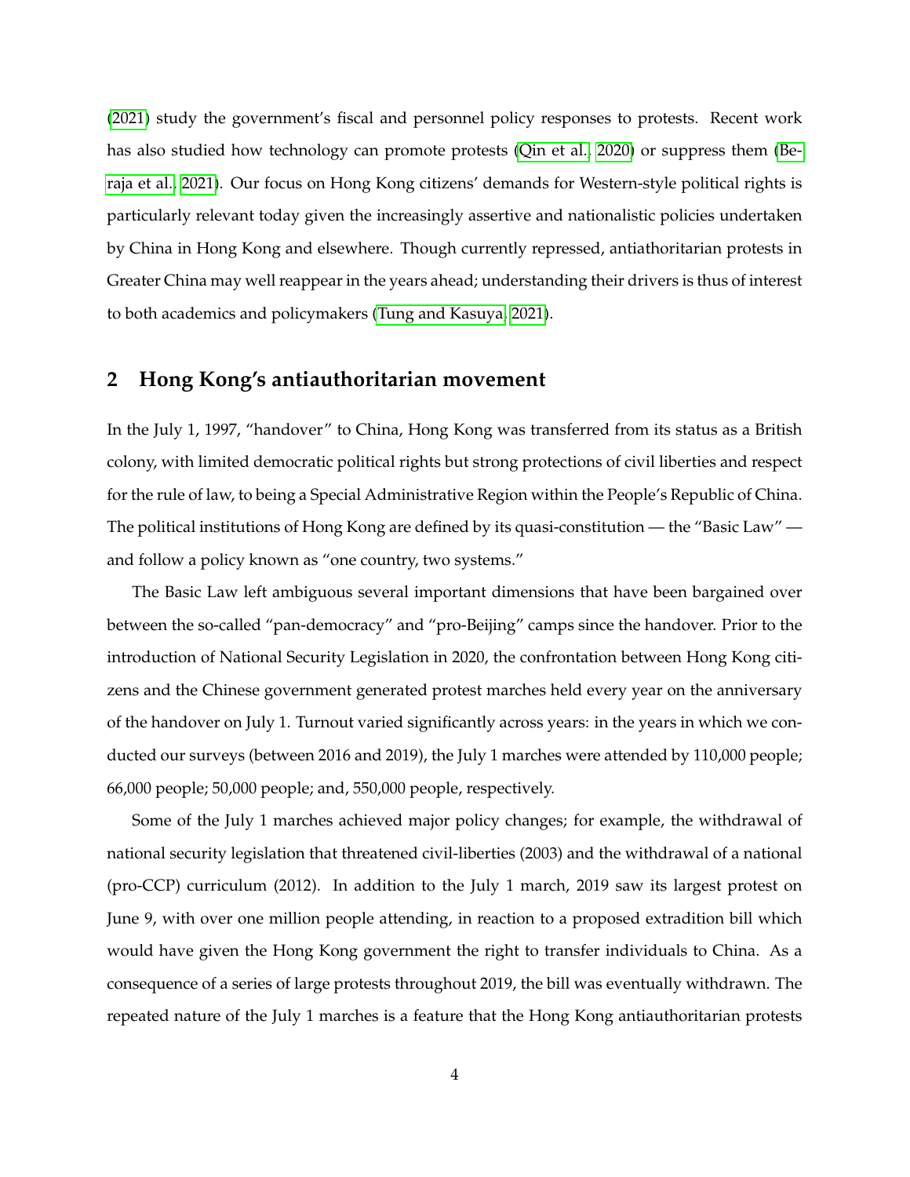(2021) study the government's fiscal and personnel policy responses to protests. Recent work has also studied how technology can promote protests (Qin et al., 2020) or suppress them (Beraja et al., 2021). Our focus on Hong Kong citizens' demands for Western-style political rights is particularly relevant today given the increasingly assertive and nationalistic policies undertaken by China in Hong Kong and elsewhere. Though currently repressed, antiathoritarian protests in Greater China may well reappear in the years ahead; understanding their drivers is thus of interest to both academics and policymakers (Tung and Kasuya, 2021).

## 2 Hong Kong's antiauthoritarian movement

In the July 1, 1997, "handover" to China, Hong Kong was transferred from its status as a British colony, with limited democratic political rights but strong protections of civil liberties and respect for the rule of law, to being a Special Administrative Region within the People's Republic of China. The political institutions of Hong Kong are defined by its quasi-constitution — the "Basic Law" — and follow a policy known as "one country, two systems."

The Basic Law left ambiguous several important dimensions that have been bargained over between the so-called "pan-democracy" and "pro-Beijing" camps since the handover. Prior to the introduction of National Security Legislation in 2020, the confrontation between Hong Kong citizens and the Chinese government generated protest marches held every year on the anniversary of the handover on July 1. Turnout varied significantly across years: in the years in which we conducted our surveys (between 2016 and 2019), the July 1 marches were attended by 110,000 people; 66,000 people; 50,000 people; and, 550,000 people, respectively.

Some of the July 1 marches achieved major policy changes; for example, the withdrawal of national security legislation that threatened civil-liberties (2003) and the withdrawal of a national (pro-CCP) curriculum (2012). In addition to the July 1 march, 2019 saw its largest protest on June 9, with over one million people attending, in reaction to a proposed extradition bill which would have given the Hong Kong government the right to transfer individuals to China. As a consequence of a series of large protests throughout 2019, the bill was eventually withdrawn. The repeated nature of the July 1 marches is a feature that the Hong Kong antiauthoritarian protests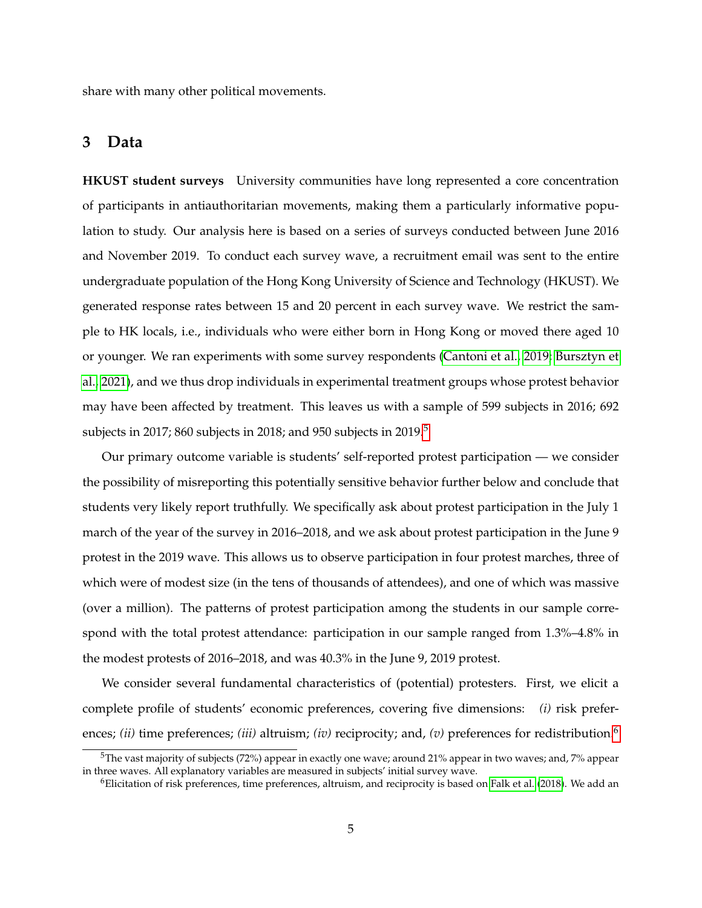share with many other political movements.

## 3 Data

**HKUST student surveys** University communities have long represented a core concentration of participants in antiauthoritarian movements, making them a particularly informative population to study. Our analysis here is based on a series of surveys conducted between June 2016 and November 2019. To conduct each survey wave, a recruitment email was sent to the entire undergraduate population of the Hong Kong University of Science and Technology (HKUST). We generated response rates between 15 and 20 percent in each survey wave. We restrict the sample to HK locals, i.e., individuals who were either born in Hong Kong or moved there aged 10 or younger. We ran experiments with some survey respondents (Cantoni et al., 2019; Bursztyn et al., 2021), and we thus drop individuals in experimental treatment groups whose protest behavior may have been affected by treatment. This leaves us with a sample of 599 subjects in 2016; 692 subjects in 2017; 860 subjects in 2018; and 950 subjects in 2019.[5]

Our primary outcome variable is students' self-reported protest participation — we consider the possibility of misreporting this potentially sensitive behavior further below and conclude that students very likely report truthfully. We specifically ask about protest participation in the July 1 march of the year of the survey in 2016–2018, and we ask about protest participation in the June 9 protest in the 2019 wave. This allows us to observe participation in four protest marches, three of which were of modest size (in the tens of thousands of attendees), and one of which was massive (over a million). The patterns of protest participation among the students in our sample correspond with the total protest attendance: participation in our sample ranged from 1.3%–4.8% in the modest protests of 2016–2018, and was 40.3% in the June 9, 2019 protest.

We consider several fundamental characteristics of (potential) protesters. First, we elicit a complete profile of students' economic preferences, covering five dimensions: *(i)* risk preferences; *(ii)* time preferences; *(iii)* altruism; *(iv)* reciprocity; and, *(v)* preferences for redistribution.[6]

[5] The vast majority of subjects (72%) appear in exactly one wave; around 21% appear in two waves; and, 7% appear in three waves. All explanatory variables are measured in subjects' initial survey wave.

[6] Elicitation of risk preferences, time preferences, altruism, and reciprocity is based on Falk et al. (2018). We add an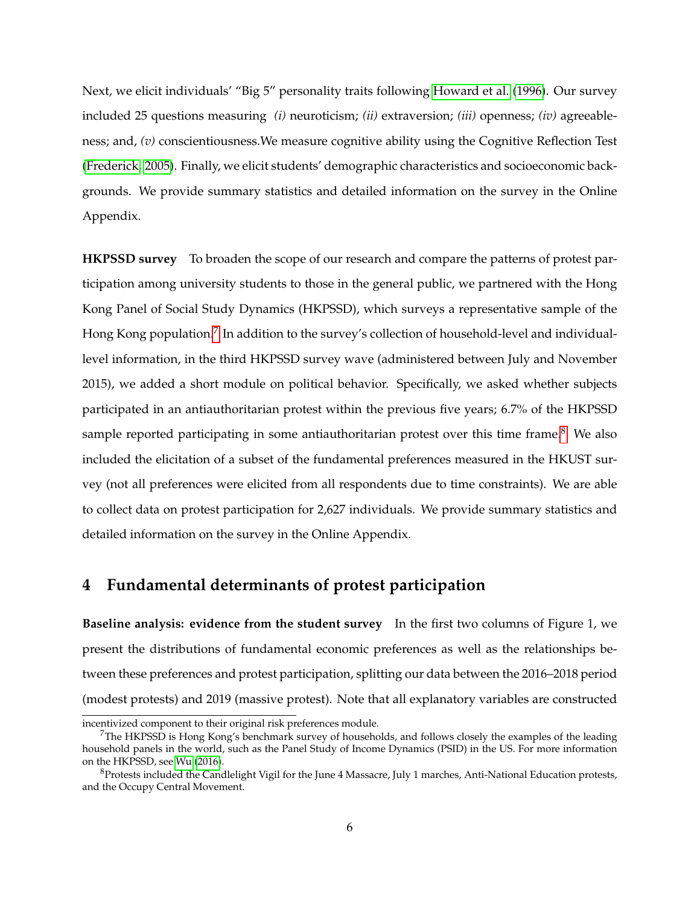Next, we elicit individuals' "Big 5" personality traits following Howard et al. (1996). Our survey included 25 questions measuring *(i)* neuroticism; *(ii)* extraversion; *(iii)* openness; *(iv)* agreeableness; and, *(v)* conscientiousness.We measure cognitive ability using the Cognitive Reflection Test (Frederick, 2005). Finally, we elicit students' demographic characteristics and socioeconomic backgrounds. We provide summary statistics and detailed information on the survey in the Online Appendix.

**HKPSSD survey** To broaden the scope of our research and compare the patterns of protest participation among university students to those in the general public, we partnered with the Hong Kong Panel of Social Study Dynamics (HKPSSD), which surveys a representative sample of the Hong Kong population.[7] In addition to the survey's collection of household-level and individual-level information, in the third HKPSSD survey wave (administered between July and November 2015), we added a short module on political behavior. Specifically, we asked whether subjects participated in an antiauthoritarian protest within the previous five years; 6.7% of the HKPSSD sample reported participating in some antiauthoritarian protest over this time frame.[8] We also included the elicitation of a subset of the fundamental preferences measured in the HKUST survey (not all preferences were elicited from all respondents due to time constraints). We are able to collect data on protest participation for 2,627 individuals. We provide summary statistics and detailed information on the survey in the Online Appendix.

## 4 Fundamental determinants of protest participation

**Baseline analysis: evidence from the student survey** In the first two columns of Figure 1, we present the distributions of fundamental economic preferences as well as the relationships between these preferences and protest participation, splitting our data between the 2016–2018 period (modest protests) and 2019 (massive protest). Note that all explanatory variables are constructed

incentivized component to their original risk preferences module.

[7]The HKPSSD is Hong Kong's benchmark survey of households, and follows closely the examples of the leading household panels in the world, such as the Panel Study of Income Dynamics (PSID) in the US. For more information on the HKPSSD, see Wu (2016).

[8]Protests included the Candlelight Vigil for the June 4 Massacre, July 1 marches, Anti-National Education protests, and the Occupy Central Movement.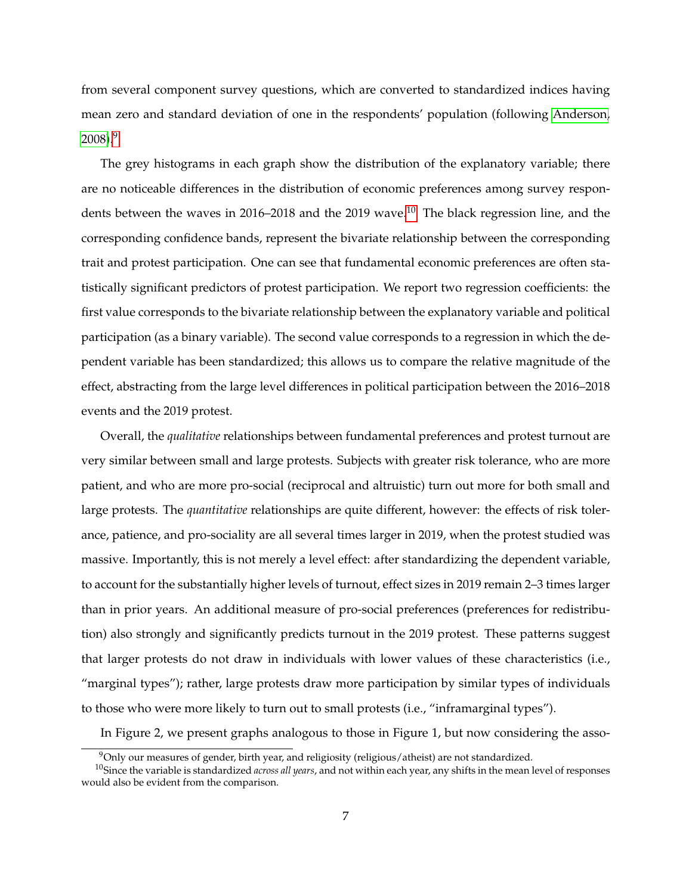from several component survey questions, which are converted to standardized indices having mean zero and standard deviation of one in the respondents' population (following Anderson, 2008).[9]

The grey histograms in each graph show the distribution of the explanatory variable; there are no noticeable differences in the distribution of economic preferences among survey respondents between the waves in 2016–2018 and the 2019 wave.[10] The black regression line, and the corresponding confidence bands, represent the bivariate relationship between the corresponding trait and protest participation. One can see that fundamental economic preferences are often statistically significant predictors of protest participation. We report two regression coefficients: the first value corresponds to the bivariate relationship between the explanatory variable and political participation (as a binary variable). The second value corresponds to a regression in which the dependent variable has been standardized; this allows us to compare the relative magnitude of the effect, abstracting from the large level differences in political participation between the 2016–2018 events and the 2019 protest.

Overall, the *qualitative* relationships between fundamental preferences and protest turnout are very similar between small and large protests. Subjects with greater risk tolerance, who are more patient, and who are more pro-social (reciprocal and altruistic) turn out more for both small and large protests. The *quantitative* relationships are quite different, however: the effects of risk tolerance, patience, and pro-sociality are all several times larger in 2019, when the protest studied was massive. Importantly, this is not merely a level effect: after standardizing the dependent variable, to account for the substantially higher levels of turnout, effect sizes in 2019 remain 2–3 times larger than in prior years. An additional measure of pro-social preferences (preferences for redistribution) also strongly and significantly predicts turnout in the 2019 protest. These patterns suggest that larger protests do not draw in individuals with lower values of these characteristics (i.e., "marginal types"); rather, large protests draw more participation by similar types of individuals to those who were more likely to turn out to small protests (i.e., "inframarginal types").

In Figure 2, we present graphs analogous to those in Figure 1, but now considering the asso-

[9] Only our measures of gender, birth year, and religiosity (religious/atheist) are not standardized.

[10] Since the variable is standardized *across all years*, and not within each year, any shifts in the mean level of responses would also be evident from the comparison.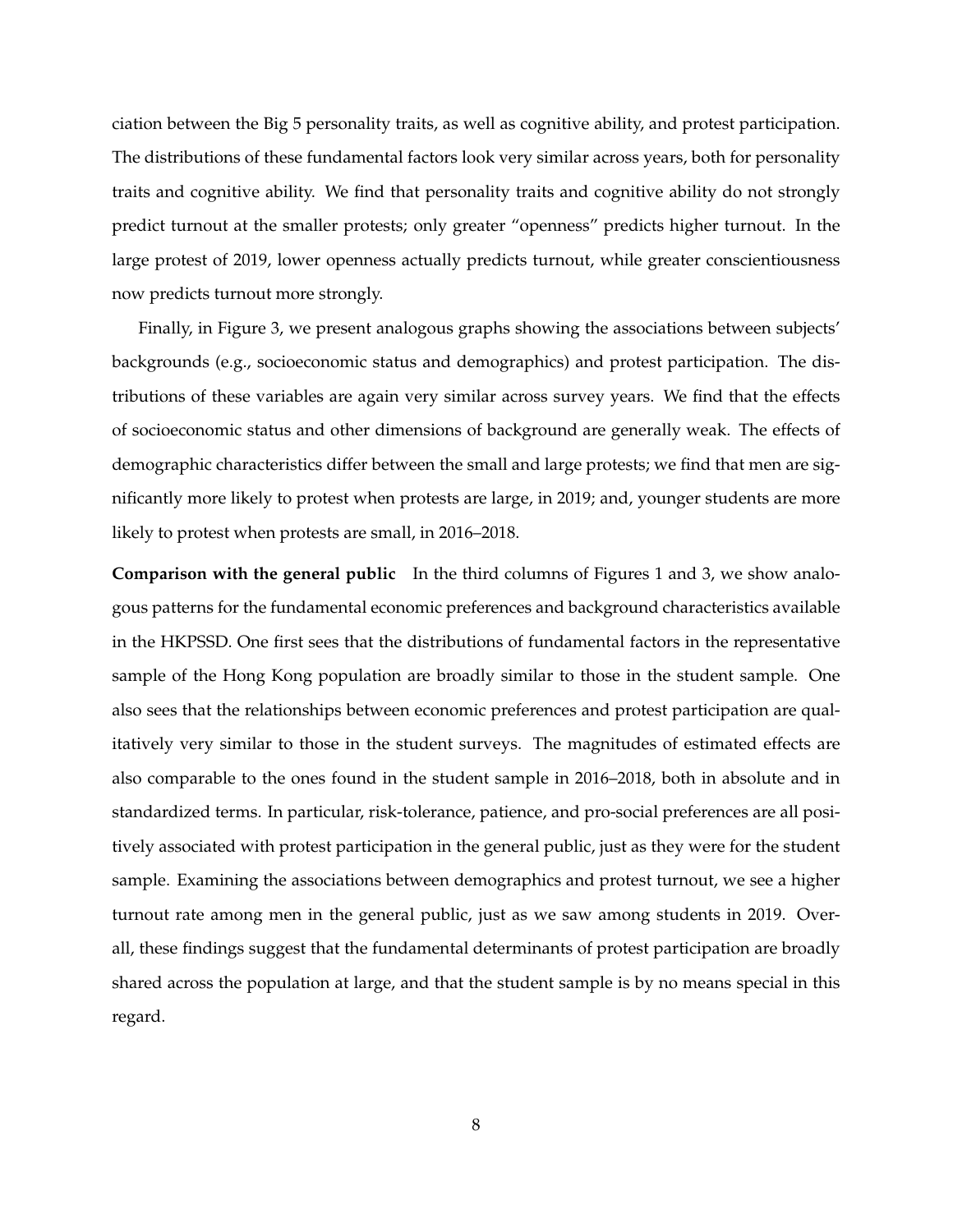ciation between the Big 5 personality traits, as well as cognitive ability, and protest participation. The distributions of these fundamental factors look very similar across years, both for personality traits and cognitive ability. We find that personality traits and cognitive ability do not strongly predict turnout at the smaller protests; only greater "openness" predicts higher turnout. In the large protest of 2019, lower openness actually predicts turnout, while greater conscientiousness now predicts turnout more strongly.

Finally, in Figure 3, we present analogous graphs showing the associations between subjects' backgrounds (e.g., socioeconomic status and demographics) and protest participation. The distributions of these variables are again very similar across survey years. We find that the effects of socioeconomic status and other dimensions of background are generally weak. The effects of demographic characteristics differ between the small and large protests; we find that men are significantly more likely to protest when protests are large, in 2019; and, younger students are more likely to protest when protests are small, in 2016–2018.

**Comparison with the general public** In the third columns of Figures 1 and 3, we show analogous patterns for the fundamental economic preferences and background characteristics available in the HKPSSD. One first sees that the distributions of fundamental factors in the representative sample of the Hong Kong population are broadly similar to those in the student sample. One also sees that the relationships between economic preferences and protest participation are qualitatively very similar to those in the student surveys. The magnitudes of estimated effects are also comparable to the ones found in the student sample in 2016–2018, both in absolute and in standardized terms. In particular, risk-tolerance, patience, and pro-social preferences are all positively associated with protest participation in the general public, just as they were for the student sample. Examining the associations between demographics and protest turnout, we see a higher turnout rate among men in the general public, just as we saw among students in 2019. Overall, these findings suggest that the fundamental determinants of protest participation are broadly shared across the population at large, and that the student sample is by no means special in this regard.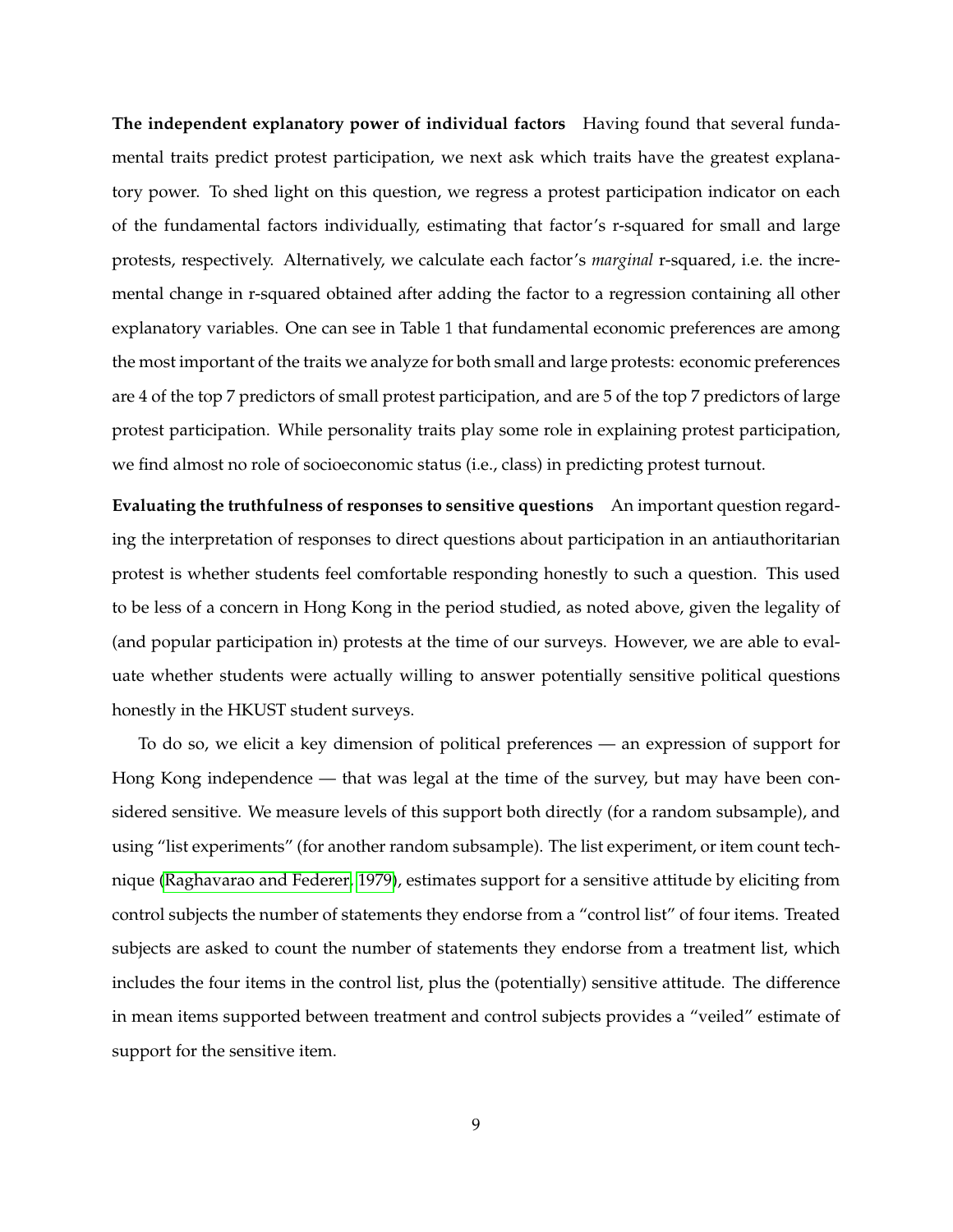**The independent explanatory power of individual factors** Having found that several fundamental traits predict protest participation, we next ask which traits have the greatest explanatory power. To shed light on this question, we regress a protest participation indicator on each of the fundamental factors individually, estimating that factor's r-squared for small and large protests, respectively. Alternatively, we calculate each factor's *marginal* r-squared, i.e. the incremental change in r-squared obtained after adding the factor to a regression containing all other explanatory variables. One can see in Table 1 that fundamental economic preferences are among the most important of the traits we analyze for both small and large protests: economic preferences are 4 of the top 7 predictors of small protest participation, and are 5 of the top 7 predictors of large protest participation. While personality traits play some role in explaining protest participation, we find almost no role of socioeconomic status (i.e., class) in predicting protest turnout.

**Evaluating the truthfulness of responses to sensitive questions** An important question regarding the interpretation of responses to direct questions about participation in an antiauthoritarian protest is whether students feel comfortable responding honestly to such a question. This used to be less of a concern in Hong Kong in the period studied, as noted above, given the legality of (and popular participation in) protests at the time of our surveys. However, we are able to evaluate whether students were actually willing to answer potentially sensitive political questions honestly in the HKUST student surveys.

To do so, we elicit a key dimension of political preferences — an expression of support for Hong Kong independence — that was legal at the time of the survey, but may have been considered sensitive. We measure levels of this support both directly (for a random subsample), and using "list experiments" (for another random subsample). The list experiment, or item count technique (Raghavarao and Federer, 1979), estimates support for a sensitive attitude by eliciting from control subjects the number of statements they endorse from a "control list" of four items. Treated subjects are asked to count the number of statements they endorse from a treatment list, which includes the four items in the control list, plus the (potentially) sensitive attitude. The difference in mean items supported between treatment and control subjects provides a "veiled" estimate of support for the sensitive item.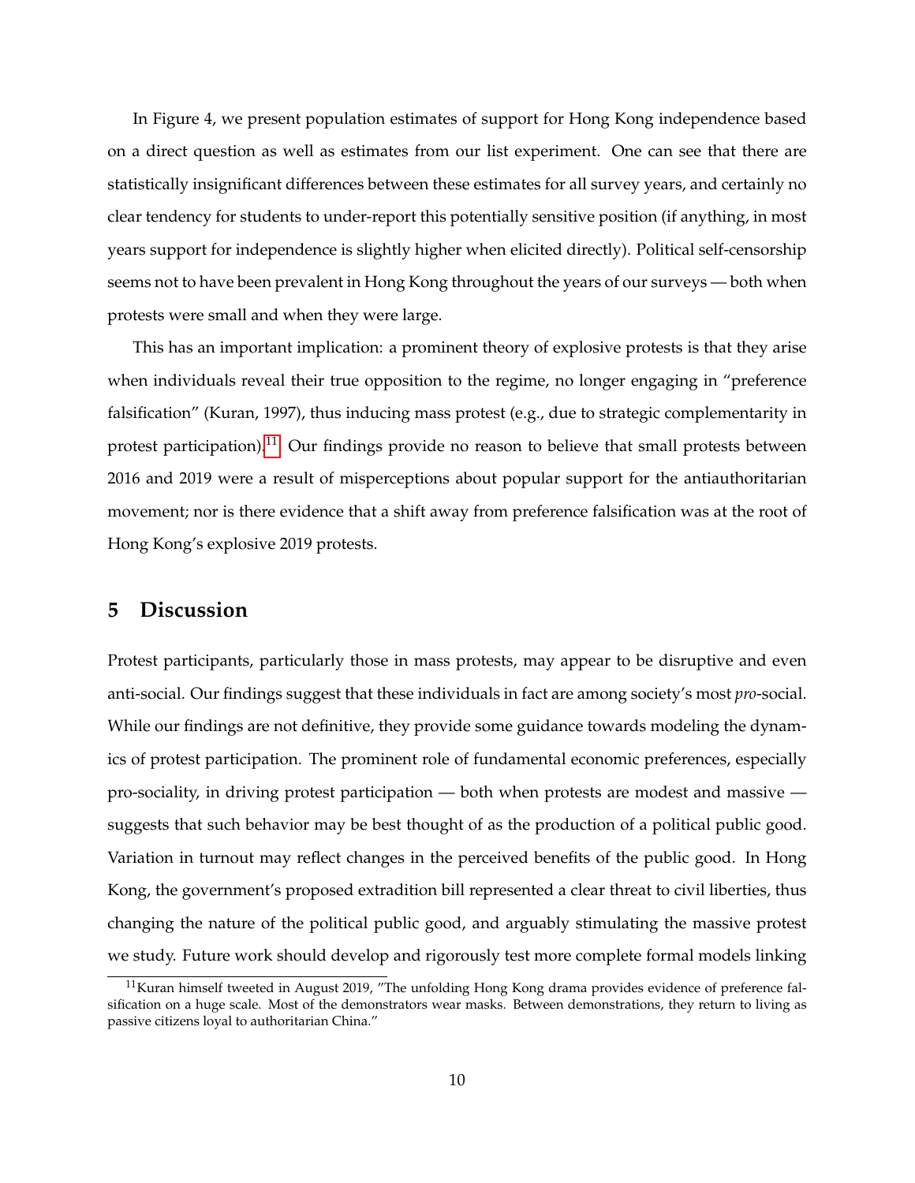In Figure 4, we present population estimates of support for Hong Kong independence based on a direct question as well as estimates from our list experiment. One can see that there are statistically insignificant differences between these estimates for all survey years, and certainly no clear tendency for students to under-report this potentially sensitive position (if anything, in most years support for independence is slightly higher when elicited directly). Political self-censorship seems not to have been prevalent in Hong Kong throughout the years of our surveys — both when protests were small and when they were large.

This has an important implication: a prominent theory of explosive protests is that they arise when individuals reveal their true opposition to the regime, no longer engaging in "preference falsification" (Kuran, 1997), thus inducing mass protest (e.g., due to strategic complementarity in protest participation).[11] Our findings provide no reason to believe that small protests between 2016 and 2019 were a result of misperceptions about popular support for the antiauthoritarian movement; nor is there evidence that a shift away from preference falsification was at the root of Hong Kong's explosive 2019 protests.

## 5 Discussion

Protest participants, particularly those in mass protests, may appear to be disruptive and even anti-social. Our findings suggest that these individuals in fact are among society's most *pro*-social. While our findings are not definitive, they provide some guidance towards modeling the dynamics of protest participation. The prominent role of fundamental economic preferences, especially pro-sociality, in driving protest participation — both when protests are modest and massive — suggests that such behavior may be best thought of as the production of a political public good. Variation in turnout may reflect changes in the perceived benefits of the public good. In Hong Kong, the government's proposed extradition bill represented a clear threat to civil liberties, thus changing the nature of the political public good, and arguably stimulating the massive protest we study. Future work should develop and rigorously test more complete formal models linking

[11] Kuran himself tweeted in August 2019, "The unfolding Hong Kong drama provides evidence of preference falsification on a huge scale. Most of the demonstrators wear masks. Between demonstrations, they return to living as passive citizens loyal to authoritarian China."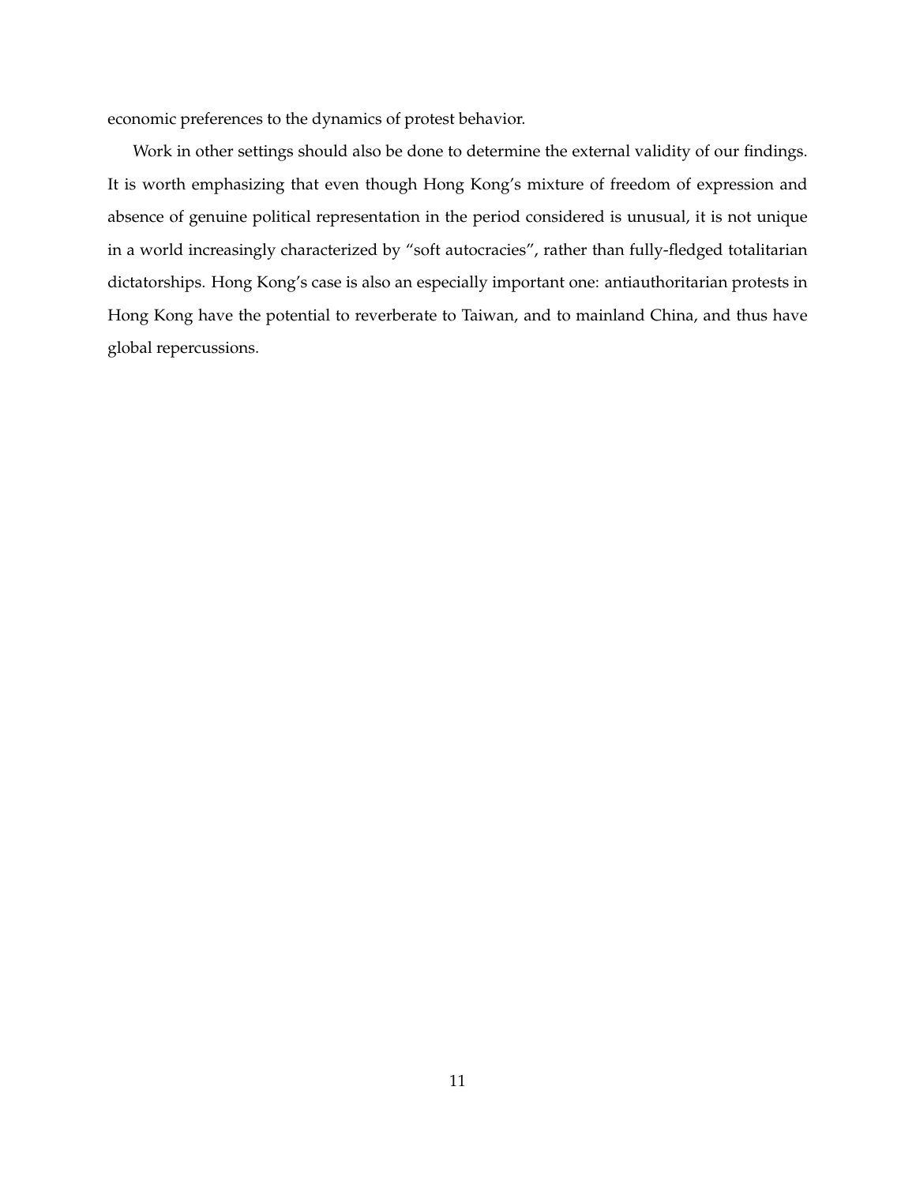economic preferences to the dynamics of protest behavior.

Work in other settings should also be done to determine the external validity of our findings. It is worth emphasizing that even though Hong Kong's mixture of freedom of expression and absence of genuine political representation in the period considered is unusual, it is not unique in a world increasingly characterized by "soft autocracies", rather than fully-fledged totalitarian dictatorships. Hong Kong's case is also an especially important one: antiauthoritarian protests in Hong Kong have the potential to reverberate to Taiwan, and to mainland China, and thus have global repercussions.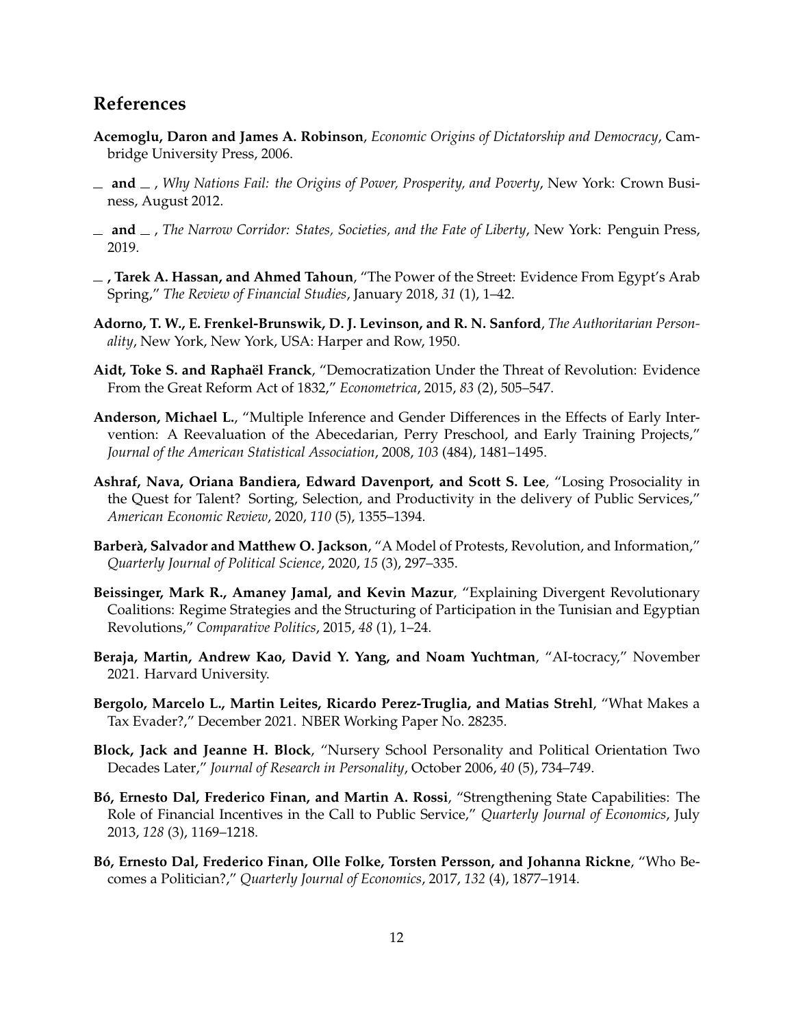## References

**Acemoglu, Daron and James A. Robinson**, *Economic Origins of Dictatorship and Democracy*, Cambridge University Press, 2006.

**\_ and \_** , *Why Nations Fail: the Origins of Power, Prosperity, and Poverty*, New York: Crown Business, August 2012.

**\_ and \_** , *The Narrow Corridor: States, Societies, and the Fate of Liberty*, New York: Penguin Press, 2019.

**\_ , Tarek A. Hassan, and Ahmed Tahoun**, "The Power of the Street: Evidence From Egypt's Arab Spring," *The Review of Financial Studies*, January 2018, *31* (1), 1–42.

**Adorno, T. W., E. Frenkel-Brunswik, D. J. Levinson, and R. N. Sanford**, *The Authoritarian Personality*, New York, New York, USA: Harper and Row, 1950.

**Aidt, Toke S. and Raphaël Franck**, "Democratization Under the Threat of Revolution: Evidence From the Great Reform Act of 1832," *Econometrica*, 2015, *83* (2), 505–547.

**Anderson, Michael L.**, "Multiple Inference and Gender Differences in the Effects of Early Intervention: A Reevaluation of the Abecedarian, Perry Preschool, and Early Training Projects," *Journal of the American Statistical Association*, 2008, *103* (484), 1481–1495.

**Ashraf, Nava, Oriana Bandiera, Edward Davenport, and Scott S. Lee**, "Losing Prosociality in the Quest for Talent? Sorting, Selection, and Productivity in the delivery of Public Services," *American Economic Review*, 2020, *110* (5), 1355–1394.

**Barberà, Salvador and Matthew O. Jackson**, "A Model of Protests, Revolution, and Information," *Quarterly Journal of Political Science*, 2020, *15* (3), 297–335.

**Beissinger, Mark R., Amaney Jamal, and Kevin Mazur**, "Explaining Divergent Revolutionary Coalitions: Regime Strategies and the Structuring of Participation in the Tunisian and Egyptian Revolutions," *Comparative Politics*, 2015, *48* (1), 1–24.

**Beraja, Martin, Andrew Kao, David Y. Yang, and Noam Yuchtman**, "AI-tocracy," November 2021. Harvard University.

**Bergolo, Marcelo L., Martin Leites, Ricardo Perez-Truglia, and Matias Strehl**, "What Makes a Tax Evader?," December 2021. NBER Working Paper No. 28235.

**Block, Jack and Jeanne H. Block**, "Nursery School Personality and Political Orientation Two Decades Later," *Journal of Research in Personality*, October 2006, *40* (5), 734–749.

**Bó, Ernesto Dal, Frederico Finan, and Martin A. Rossi**, "Strengthening State Capabilities: The Role of Financial Incentives in the Call to Public Service," *Quarterly Journal of Economics*, July 2013, *128* (3), 1169–1218.

**Bó, Ernesto Dal, Frederico Finan, Olle Folke, Torsten Persson, and Johanna Rickne**, "Who Becomes a Politician?," *Quarterly Journal of Economics*, 2017, *132* (4), 1877–1914.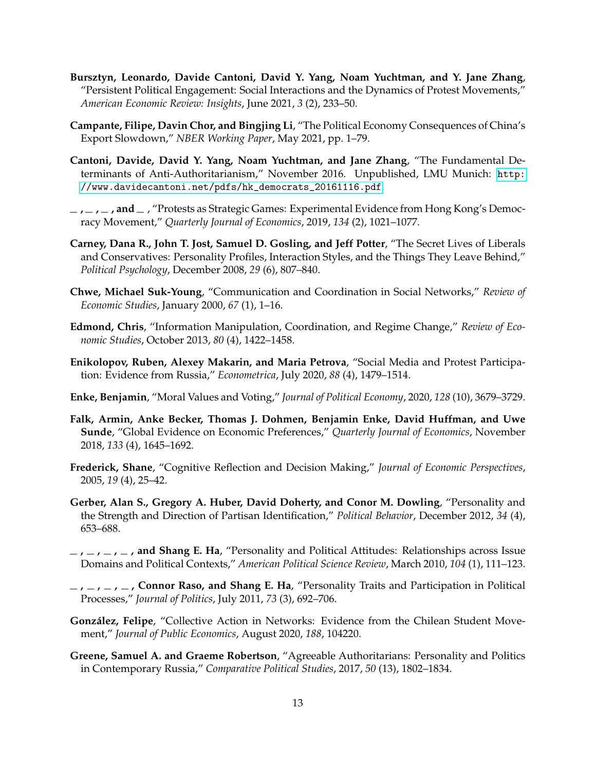**Bursztyn, Leonardo, Davide Cantoni, David Y. Yang, Noam Yuchtman, and Y. Jane Zhang**, "Persistent Political Engagement: Social Interactions and the Dynamics of Protest Movements," *American Economic Review: Insights*, June 2021, *3* (2), 233–50.

**Campante, Filipe, Davin Chor, and Bingjing Li**, "The Political Economy Consequences of China's Export Slowdown," *NBER Working Paper*, May 2021, pp. 1–79.

**Cantoni, Davide, David Y. Yang, Noam Yuchtman, and Jane Zhang**, "The Fundamental Determinants of Anti-Authoritarianism," November 2016. Unpublished, LMU Munich: http://www.davidecantoni.net/pdfs/hk_democrats_20161116.pdf.

**_ , _ , _ , and _** , "Protests as Strategic Games: Experimental Evidence from Hong Kong's Democracy Movement," *Quarterly Journal of Economics*, 2019, *134* (2), 1021–1077.

**Carney, Dana R., John T. Jost, Samuel D. Gosling, and Jeff Potter**, "The Secret Lives of Liberals and Conservatives: Personality Profiles, Interaction Styles, and the Things They Leave Behind," *Political Psychology*, December 2008, *29* (6), 807–840.

**Chwe, Michael Suk-Young**, "Communication and Coordination in Social Networks," *Review of Economic Studies*, January 2000, *67* (1), 1–16.

**Edmond, Chris**, "Information Manipulation, Coordination, and Regime Change," *Review of Economic Studies*, October 2013, *80* (4), 1422–1458.

**Enikolopov, Ruben, Alexey Makarin, and Maria Petrova**, "Social Media and Protest Participation: Evidence from Russia," *Econometrica*, July 2020, *88* (4), 1479–1514.

**Enke, Benjamin**, "Moral Values and Voting," *Journal of Political Economy*, 2020, *128* (10), 3679–3729.

**Falk, Armin, Anke Becker, Thomas J. Dohmen, Benjamin Enke, David Huffman, and Uwe Sunde**, "Global Evidence on Economic Preferences," *Quarterly Journal of Economics*, November 2018, *133* (4), 1645–1692.

**Frederick, Shane**, "Cognitive Reflection and Decision Making," *Journal of Economic Perspectives*, 2005, *19* (4), 25–42.

**Gerber, Alan S., Gregory A. Huber, David Doherty, and Conor M. Dowling**, "Personality and the Strength and Direction of Partisan Identification," *Political Behavior*, December 2012, *34* (4), 653–688.

**_ , _ , _ , _ , and Shang E. Ha**, "Personality and Political Attitudes: Relationships across Issue Domains and Political Contexts," *American Political Science Review*, March 2010, *104* (1), 111–123.

**_ , _ , _ , _ , Connor Raso, and Shang E. Ha**, "Personality Traits and Participation in Political Processes," *Journal of Politics*, July 2011, *73* (3), 692–706.

**González, Felipe**, "Collective Action in Networks: Evidence from the Chilean Student Movement," *Journal of Public Economics*, August 2020, *188*, 104220.

**Greene, Samuel A. and Graeme Robertson**, "Agreeable Authoritarians: Personality and Politics in Contemporary Russia," *Comparative Political Studies*, 2017, *50* (13), 1802–1834.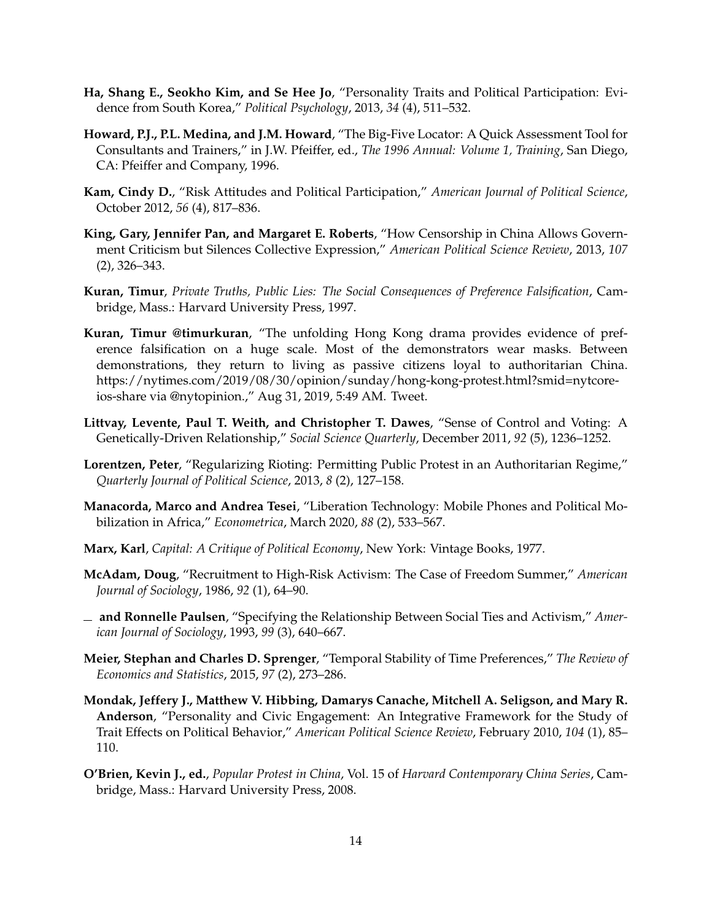**Ha, Shang E., Seokho Kim, and Se Hee Jo**, "Personality Traits and Political Participation: Evidence from South Korea," *Political Psychology*, 2013, *34* (4), 511–532.

**Howard, P.J., P.L. Medina, and J.M. Howard**, "The Big-Five Locator: A Quick Assessment Tool for Consultants and Trainers," in J.W. Pfeiffer, ed., *The 1996 Annual: Volume 1, Training*, San Diego, CA: Pfeiffer and Company, 1996.

**Kam, Cindy D.**, "Risk Attitudes and Political Participation," *American Journal of Political Science*, October 2012, *56* (4), 817–836.

**King, Gary, Jennifer Pan, and Margaret E. Roberts**, "How Censorship in China Allows Government Criticism but Silences Collective Expression," *American Political Science Review*, 2013, *107* (2), 326–343.

**Kuran, Timur**, *Private Truths, Public Lies: The Social Consequences of Preference Falsification*, Cambridge, Mass.: Harvard University Press, 1997.

**Kuran, Timur @timurkuran**, "The unfolding Hong Kong drama provides evidence of preference falsification on a huge scale. Most of the demonstrators wear masks. Between demonstrations, they return to living as passive citizens loyal to authoritarian China. https://nytimes.com/2019/08/30/opinion/sunday/hong-kong-protest.html?smid=nytcore-ios-share via @nytopinion.," Aug 31, 2019, 5:49 AM. Tweet.

**Littvay, Levente, Paul T. Weith, and Christopher T. Dawes**, "Sense of Control and Voting: A Genetically-Driven Relationship," *Social Science Quarterly*, December 2011, *92* (5), 1236–1252.

**Lorentzen, Peter**, "Regularizing Rioting: Permitting Public Protest in an Authoritarian Regime," *Quarterly Journal of Political Science*, 2013, *8* (2), 127–158.

**Manacorda, Marco and Andrea Tesei**, "Liberation Technology: Mobile Phones and Political Mobilization in Africa," *Econometrica*, March 2020, *88* (2), 533–567.

**Marx, Karl**, *Capital: A Critique of Political Economy*, New York: Vintage Books, 1977.

**McAdam, Doug**, "Recruitment to High-Risk Activism: The Case of Freedom Summer," *American Journal of Sociology*, 1986, *92* (1), 64–90.

_ **and Ronnelle Paulsen**, "Specifying the Relationship Between Social Ties and Activism," *American Journal of Sociology*, 1993, *99* (3), 640–667.

**Meier, Stephan and Charles D. Sprenger**, "Temporal Stability of Time Preferences," *The Review of Economics and Statistics*, 2015, *97* (2), 273–286.

**Mondak, Jeffery J., Matthew V. Hibbing, Damarys Canache, Mitchell A. Seligson, and Mary R. Anderson**, "Personality and Civic Engagement: An Integrative Framework for the Study of Trait Effects on Political Behavior," *American Political Science Review*, February 2010, *104* (1), 85–110.

**O'Brien, Kevin J., ed.**, *Popular Protest in China*, Vol. 15 of *Harvard Contemporary China Series*, Cambridge, Mass.: Harvard University Press, 2008.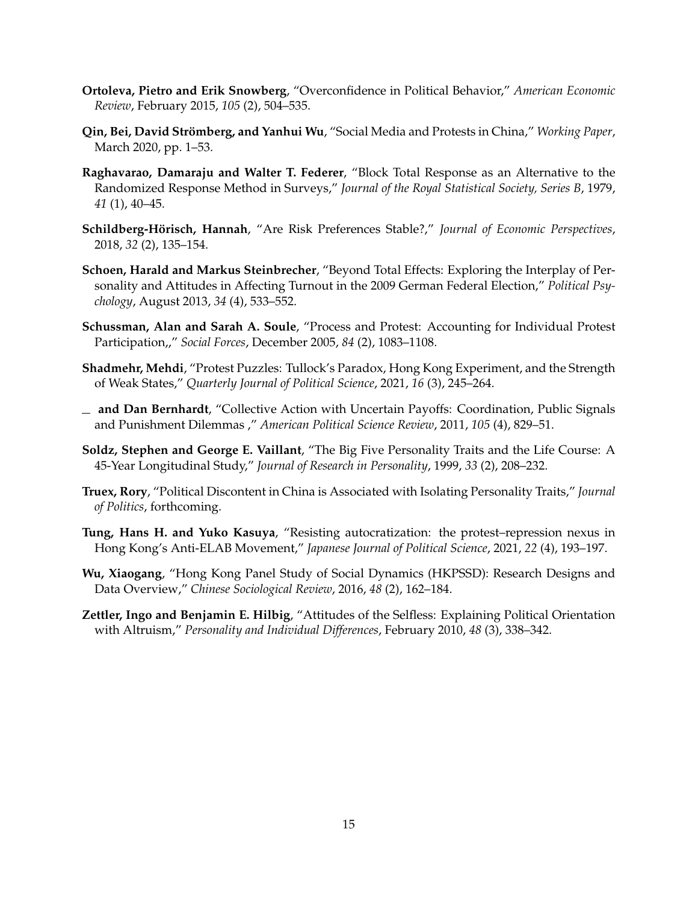**Ortoleva, Pietro and Erik Snowberg**, "Overconfidence in Political Behavior," *American Economic Review*, February 2015, *105* (2), 504–535.

**Qin, Bei, David Strömberg, and Yanhui Wu**, "Social Media and Protests in China," *Working Paper*, March 2020, pp. 1–53.

**Raghavarao, Damaraju and Walter T. Federer**, "Block Total Response as an Alternative to the Randomized Response Method in Surveys," *Journal of the Royal Statistical Society, Series B*, 1979, *41* (1), 40–45.

**Schildberg-Hörisch, Hannah**, "Are Risk Preferences Stable?," *Journal of Economic Perspectives*, 2018, *32* (2), 135–154.

**Schoen, Harald and Markus Steinbrecher**, "Beyond Total Effects: Exploring the Interplay of Personality and Attitudes in Affecting Turnout in the 2009 German Federal Election," *Political Psychology*, August 2013, *34* (4), 533–552.

**Schussman, Alan and Sarah A. Soule**, "Process and Protest: Accounting for Individual Protest Participation,," *Social Forces*, December 2005, *84* (2), 1083–1108.

**Shadmehr, Mehdi**, "Protest Puzzles: Tullock's Paradox, Hong Kong Experiment, and the Strength of Weak States," *Quarterly Journal of Political Science*, 2021, *16* (3), 245–264.

_ **and Dan Bernhardt**, "Collective Action with Uncertain Payoffs: Coordination, Public Signals and Punishment Dilemmas ," *American Political Science Review*, 2011, *105* (4), 829–51.

**Soldz, Stephen and George E. Vaillant**, "The Big Five Personality Traits and the Life Course: A 45-Year Longitudinal Study," *Journal of Research in Personality*, 1999, *33* (2), 208–232.

**Truex, Rory**, "Political Discontent in China is Associated with Isolating Personality Traits," *Journal of Politics*, forthcoming.

**Tung, Hans H. and Yuko Kasuya**, "Resisting autocratization: the protest–repression nexus in Hong Kong's Anti-ELAB Movement," *Japanese Journal of Political Science*, 2021, *22* (4), 193–197.

**Wu, Xiaogang**, "Hong Kong Panel Study of Social Dynamics (HKPSSD): Research Designs and Data Overview," *Chinese Sociological Review*, 2016, *48* (2), 162–184.

**Zettler, Ingo and Benjamin E. Hilbig**, "Attitudes of the Selfless: Explaining Political Orientation with Altruism," *Personality and Individual Differences*, February 2010, *48* (3), 338–342.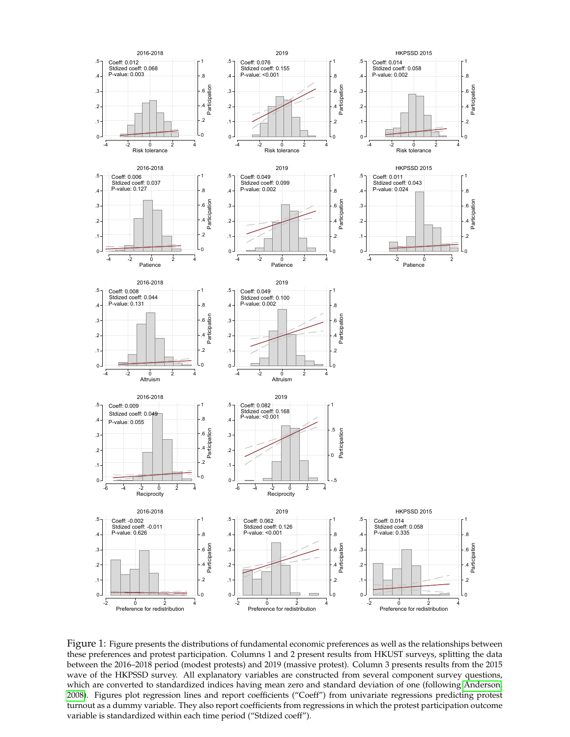Figure 1: Figure presents the distributions of fundamental economic preferences as well as the relationships between these preferences and protest participation. Columns 1 and 2 present results from HKUST surveys, splitting the data between the 2016–2018 period (modest protests) and 2019 (massive protest). Column 3 presents results from the 2015 wave of the HKPSSD survey. All explanatory variables are constructed from several component survey questions, which are converted to standardized indices having mean zero and standard deviation of one (following Anderson 2008). Figures plot regression lines and report coefficients ("Coeff") from univariate regressions predicting protest turnout as a dummy variable. They also report coefficients from regressions in which the protest participation outcome variable is standardized within each time period ("Stdized coeff").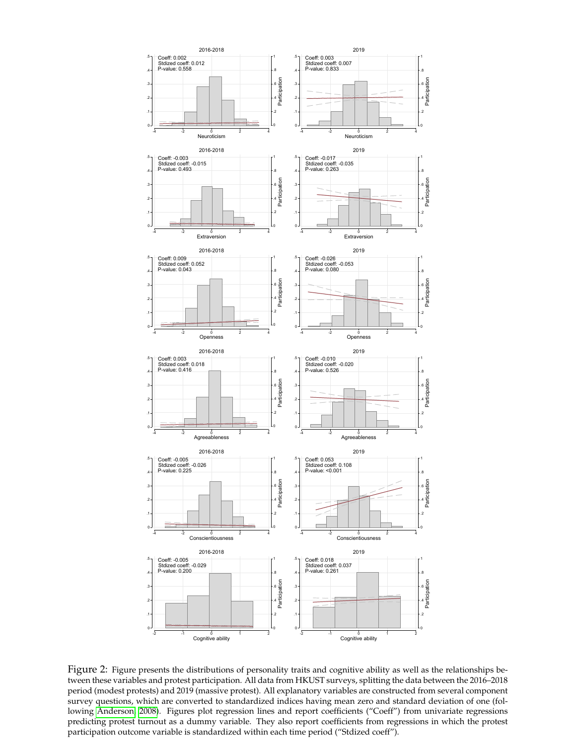2016-2018

Coeff: 0.002
Stdized coeff: 0.012
P-value: 0.558

Neuroticism

2019

Coeff: 0.003
Stdized coeff: 0.007
P-value: 0.833

Neuroticism

2016-2018

Coeff: -0.003
Stdized coeff: -0.015
P-value: 0.493

Extraversion

2019

Coeff: -0.017
Stdized coeff: -0.035
P-value: 0.263

Extraversion

2016-2018

Coeff: 0.009
Stdized coeff: 0.052
P-value: 0.043

Openness

2019

Coeff: -0.026
Stdized coeff: -0.053
P-value: 0.080

Openness

2016-2018

Coeff: 0.003
Stdized coeff: 0.018
P-value: 0.416

Agreeableness

2019

Coeff: -0.010
Stdized coeff: -0.020
P-value: 0.526

Agreeableness

2016-2018

Coeff: -0.005
Stdized coeff: -0.026
P-value: 0.225

Conscientiousness

2019

Coeff: 0.053
Stdized coeff: 0.108
P-value: <0.001

Conscientiousness

2016-2018

Coeff: -0.005
Stdized coeff: -0.029
P-value: 0.200

Cognitive ability

2019

Coeff: 0.018
Stdized coeff: 0.037
P-value: 0.261

Cognitive ability

Figure 2: Figure presents the distributions of personality traits and cognitive ability as well as the relationships between these variables and protest participation. All data from HKUST surveys, splitting the data between the 2016–2018 period (modest protests) and 2019 (massive protest). All explanatory variables are constructed from several component survey questions, which are converted to standardized indices having mean zero and standard deviation of one (following Anderson 2008). Figures plot regression lines and report coefficients ("Coeff") from univariate regressions predicting protest turnout as a dummy variable. They also report coefficients from regressions in which the protest participation outcome variable is standardized within each time period ("Stdized coeff").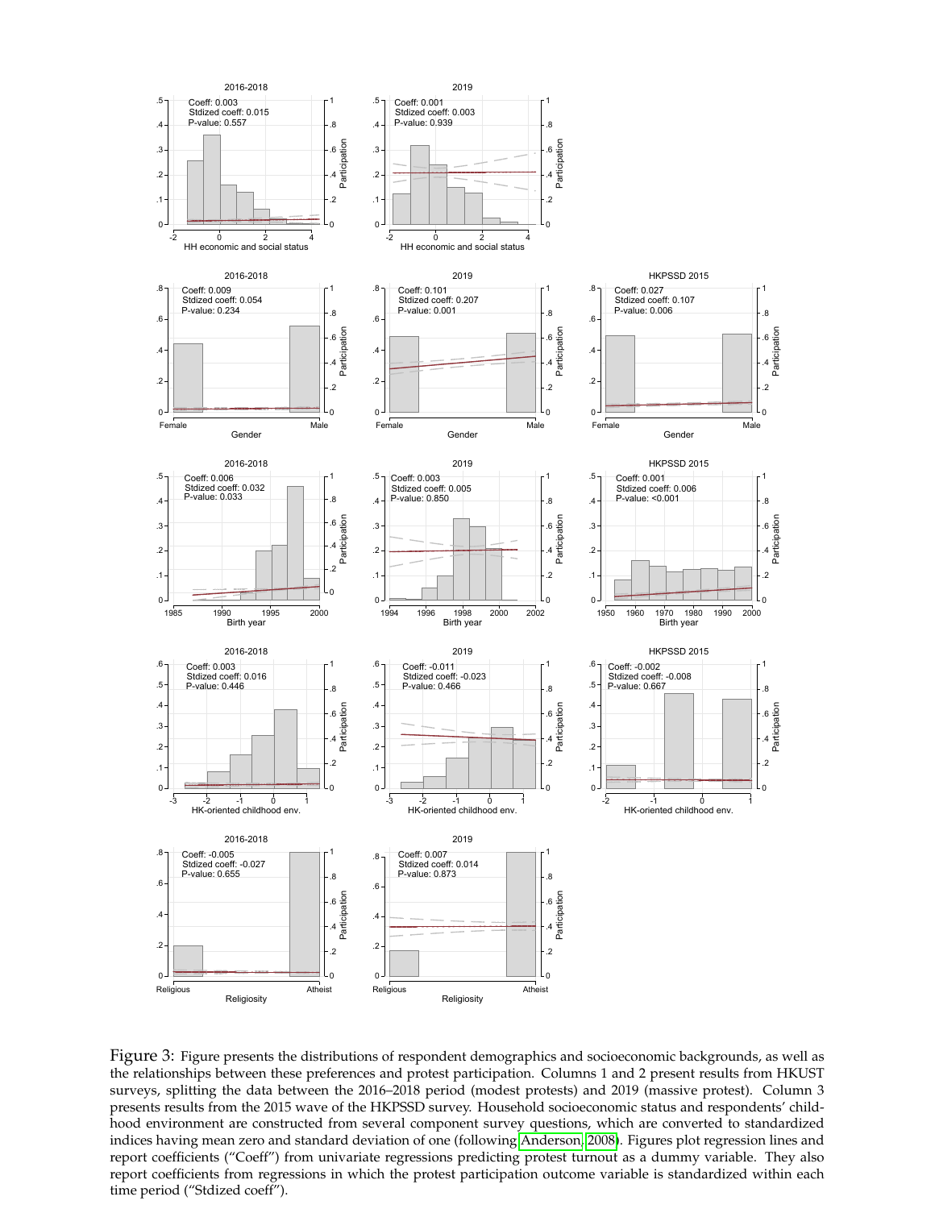2016-2018

Coeff: 0.003
Stdized coeff: 0.015
P-value: 0.557

HH economic and social status

2019

Coeff: 0.001
Stdized coeff: 0.003
P-value: 0.939

HH economic and social status

2016-2018

Coeff: 0.009
Stdized coeff: 0.054
P-value: 0.234

Gender

2019

Coeff: 0.101
Stdized coeff: 0.207
P-value: 0.001

Gender

HKPSSD 2015

Coeff: 0.027
Stdized coeff: 0.107
P-value: 0.006

Gender

2016-2018

Coeff: 0.006
Stdized coeff: 0.032
P-value: 0.033

Birth year

2019

Coeff: 0.003
Stdized coeff: 0.005
P-value: 0.850

Birth year

HKPSSD 2015

Coeff: 0.001
Stdized coeff: 0.006
P-value: <0.001

Birth year

2016-2018

Coeff: 0.003
Stdized coeff: 0.016
P-value: 0.446

HK-oriented childhood env.

2019

Coeff: -0.011
Stdized coeff: -0.023
P-value: 0.466

HK-oriented childhood env.

HKPSSD 2015

Coeff: -0.002
Stdized coeff: -0.008
P-value: 0.667

HK-oriented childhood env.

2016-2018

Coeff: -0.005
Stdized coeff: -0.027
P-value: 0.655

Religiosity

2019

Coeff: 0.007
Stdized coeff: 0.014
P-value: 0.873

Religiosity

Figure 3: Figure presents the distributions of respondent demographics and socioeconomic backgrounds, as well as the relationships between these preferences and protest participation. Columns 1 and 2 present results from HKUST surveys, splitting the data between the 2016–2018 period (modest protests) and 2019 (massive protest). Column 3 presents results from the 2015 wave of the HKPSSD survey. Household socioeconomic status and respondents' childhood environment are constructed from several component survey questions, which are converted to standardized indices having mean zero and standard deviation of one (following Anderson, 2008). Figures plot regression lines and report coefficients ("Coeff") from univariate regressions predicting protest turnout as a dummy variable. They also report coefficients from regressions in which the protest participation outcome variable is standardized within each time period ("Stdized coeff").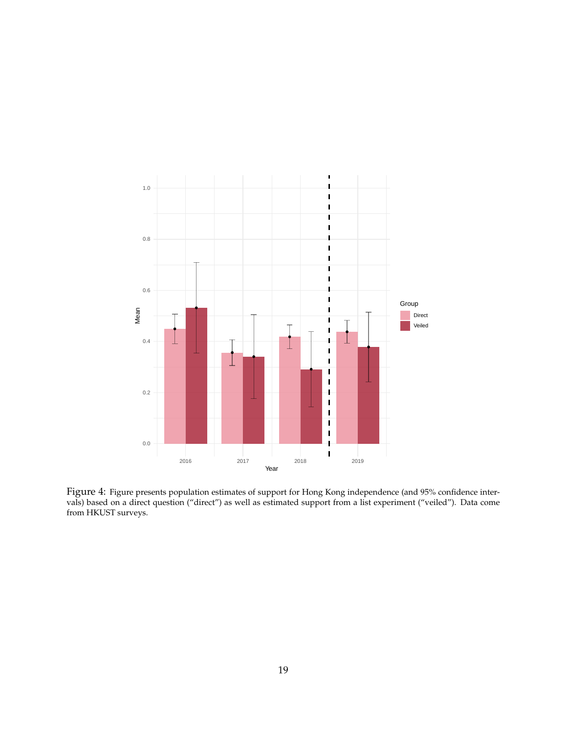Figure 4: Figure presents population estimates of support for Hong Kong independence (and 95% confidence intervals) based on a direct question ("direct") as well as estimated support from a list experiment ("veiled"). Data come from HKUST surveys.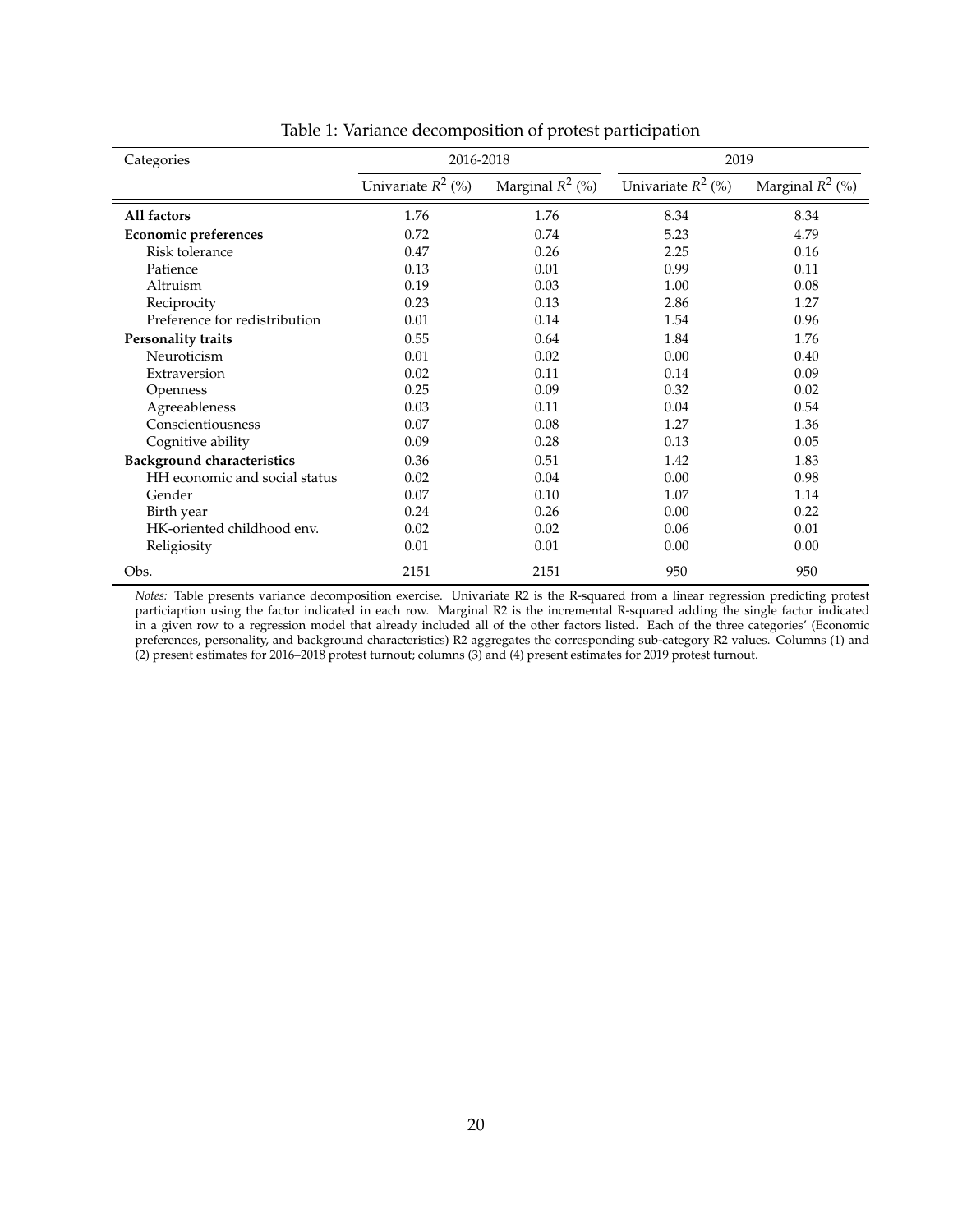Table 1: Variance decomposition of protest participation

| Categories | 2016-2018 | | 2019 | |
|---|---|---|---|---|
| | Univariate $R^2$ (%) | Marginal $R^2$ (%) | Univariate $R^2$ (%) | Marginal $R^2$ (%) |
| **All factors** | 1.76 | 1.76 | 8.34 | 8.34 |
| **Economic preferences** | 0.72 | 0.74 | 5.23 | 4.79 |
| Risk tolerance | 0.47 | 0.26 | 2.25 | 0.16 |
| Patience | 0.13 | 0.01 | 0.99 | 0.11 |
| Altruism | 0.19 | 0.03 | 1.00 | 0.08 |
| Reciprocity | 0.23 | 0.13 | 2.86 | 1.27 |
| Preference for redistribution | 0.01 | 0.14 | 1.54 | 0.96 |
| **Personality traits** | 0.55 | 0.64 | 1.84 | 1.76 |
| Neuroticism | 0.01 | 0.02 | 0.00 | 0.40 |
| Extraversion | 0.02 | 0.11 | 0.14 | 0.09 |
| Openness | 0.25 | 0.09 | 0.32 | 0.02 |
| Agreeableness | 0.03 | 0.11 | 0.04 | 0.54 |
| Conscientiousness | 0.07 | 0.08 | 1.27 | 1.36 |
| Cognitive ability | 0.09 | 0.28 | 0.13 | 0.05 |
| **Background characteristics** | 0.36 | 0.51 | 1.42 | 1.83 |
| HH economic and social status | 0.02 | 0.04 | 0.00 | 0.98 |
| Gender | 0.07 | 0.10 | 1.07 | 1.14 |
| Birth year | 0.24 | 0.26 | 0.00 | 0.22 |
| HK-oriented childhood env. | 0.02 | 0.02 | 0.06 | 0.01 |
| Religiosity | 0.01 | 0.01 | 0.00 | 0.00 |
| Obs. | 2151 | 2151 | 950 | 950 |

*Notes:* Table presents variance decomposition exercise. Univariate R2 is the R-squared from a linear regression predicting protest particiaption using the factor indicated in each row. Marginal R2 is the incremental R-squared adding the single factor indicated in a given row to a regression model that already included all of the other factors listed. Each of the three categories' (Economic preferences, personality, and background characteristics) R2 aggregates the corresponding sub-category R2 values. Columns (1) and (2) present estimates for 2016–2018 protest turnout; columns (3) and (4) present estimates for 2019 protest turnout.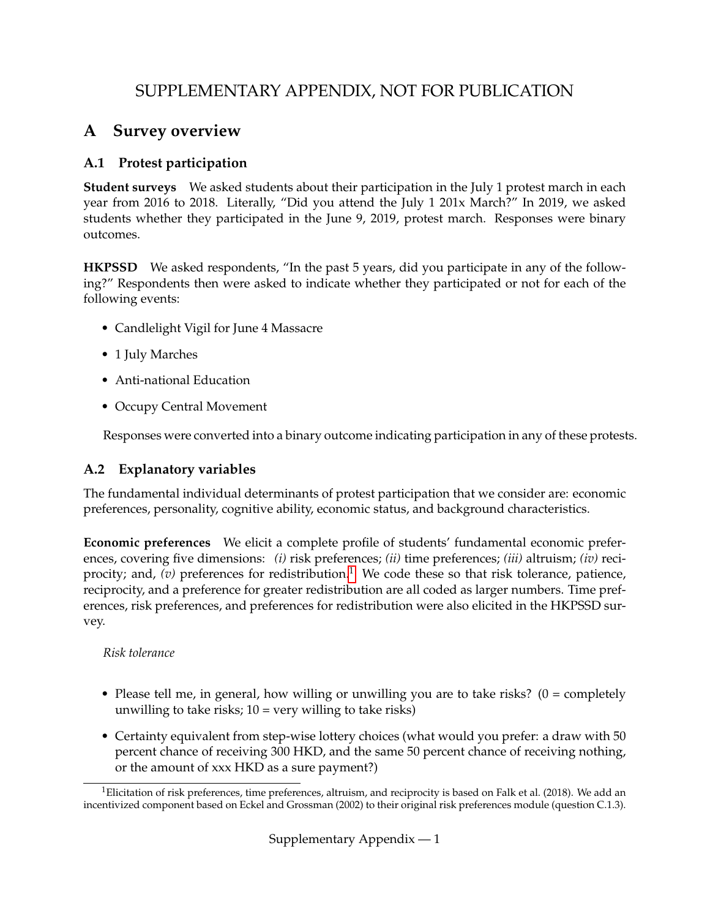# SUPPLEMENTARY APPENDIX, NOT FOR PUBLICATION

## A Survey overview

### A.1 Protest participation

**Student surveys** We asked students about their participation in the July 1 protest march in each year from 2016 to 2018. Literally, "Did you attend the July 1 201x March?" In 2019, we asked students whether they participated in the June 9, 2019, protest march. Responses were binary outcomes.

**HKPSSD** We asked respondents, "In the past 5 years, did you participate in any of the following?" Respondents then were asked to indicate whether they participated or not for each of the following events:

- Candlelight Vigil for June 4 Massacre
- 1 July Marches
- Anti-national Education
- Occupy Central Movement

Responses were converted into a binary outcome indicating participation in any of these protests.

### A.2 Explanatory variables

The fundamental individual determinants of protest participation that we consider are: economic preferences, personality, cognitive ability, economic status, and background characteristics.

**Economic preferences** We elicit a complete profile of students' fundamental economic preferences, covering five dimensions: *(i)* risk preferences; *(ii)* time preferences; *(iii)* altruism; *(iv)* reciprocity; and, *(v)* preferences for redistribution.[1] We code these so that risk tolerance, patience, reciprocity, and a preference for greater redistribution are all coded as larger numbers. Time preferences, risk preferences, and preferences for redistribution were also elicited in the HKPSSD survey.

*Risk tolerance*

- Please tell me, in general, how willing or unwilling you are to take risks? (0 = completely unwilling to take risks; 10 = very willing to take risks)
- Certainty equivalent from step-wise lottery choices (what would you prefer: a draw with 50 percent chance of receiving 300 HKD, and the same 50 percent chance of receiving nothing, or the amount of xxx HKD as a sure payment?)

[1] Elicitation of risk preferences, time preferences, altruism, and reciprocity is based on Falk et al. (2018). We add an incentivized component based on Eckel and Grossman (2002) to their original risk preferences module (question C.1.3).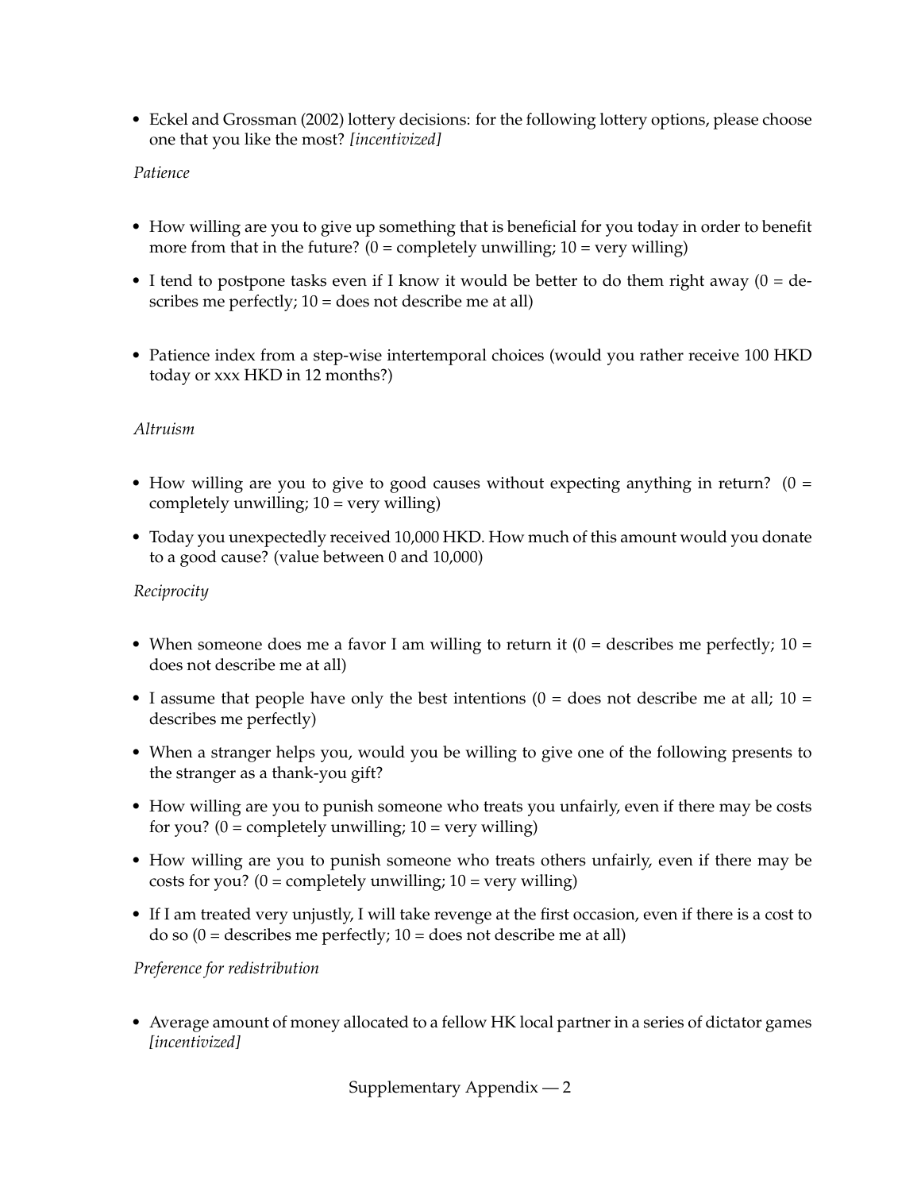- Eckel and Grossman (2002) lottery decisions: for the following lottery options, please choose one that you like the most? *[incentivized]*

*Patience*

- How willing are you to give up something that is beneficial for you today in order to benefit more from that in the future? (0 = completely unwilling; 10 = very willing)
- I tend to postpone tasks even if I know it would be better to do them right away (0 = describes me perfectly; 10 = does not describe me at all)
- Patience index from a step-wise intertemporal choices (would you rather receive 100 HKD today or xxx HKD in 12 months?)

*Altruism*

- How willing are you to give to good causes without expecting anything in return? (0 = completely unwilling; 10 = very willing)
- Today you unexpectedly received 10,000 HKD. How much of this amount would you donate to a good cause? (value between 0 and 10,000)

*Reciprocity*

- When someone does me a favor I am willing to return it (0 = describes me perfectly; 10 = does not describe me at all)
- I assume that people have only the best intentions (0 = does not describe me at all; 10 = describes me perfectly)
- When a stranger helps you, would you be willing to give one of the following presents to the stranger as a thank-you gift?
- How willing are you to punish someone who treats you unfairly, even if there may be costs for you? (0 = completely unwilling; 10 = very willing)
- How willing are you to punish someone who treats others unfairly, even if there may be costs for you? (0 = completely unwilling; 10 = very willing)
- If I am treated very unjustly, I will take revenge at the first occasion, even if there is a cost to do so (0 = describes me perfectly; 10 = does not describe me at all)

*Preference for redistribution*

- Average amount of money allocated to a fellow HK local partner in a series of dictator games *[incentivized]*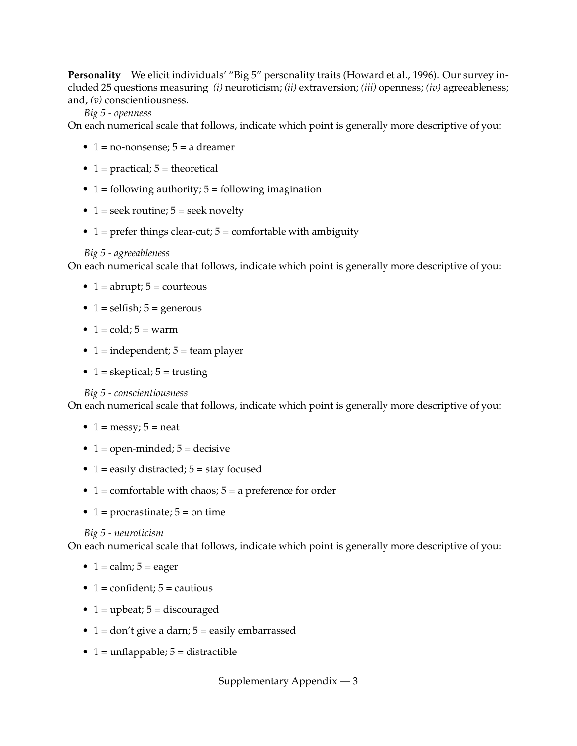**Personality** We elicit individuals' "Big 5" personality traits (Howard et al., 1996). Our survey included 25 questions measuring *(i)* neuroticism; *(ii)* extraversion; *(iii)* openness; *(iv)* agreeableness; and, *(v)* conscientiousness.

*Big 5 - openness*

On each numerical scale that follows, indicate which point is generally more descriptive of you:

- 1 = no-nonsense; 5 = a dreamer
- 1 = practical; 5 = theoretical
- 1 = following authority; 5 = following imagination
- 1 = seek routine; 5 = seek novelty
- 1 = prefer things clear-cut; 5 = comfortable with ambiguity

*Big 5 - agreeableness*

On each numerical scale that follows, indicate which point is generally more descriptive of you:

- 1 = abrupt; 5 = courteous
- 1 = selfish; 5 = generous
- 1 = cold; 5 = warm
- 1 = independent; 5 = team player
- 1 = skeptical; 5 = trusting

*Big 5 - conscientiousness*

On each numerical scale that follows, indicate which point is generally more descriptive of you:

- 1 = messy; 5 = neat
- 1 = open-minded; 5 = decisive
- 1 = easily distracted; 5 = stay focused
- 1 = comfortable with chaos; 5 = a preference for order
- 1 = procrastinate; 5 = on time

*Big 5 - neuroticism*

On each numerical scale that follows, indicate which point is generally more descriptive of you:

- 1 = calm; 5 = eager
- 1 = confident; 5 = cautious
- 1 = upbeat; 5 = discouraged
- 1 = don't give a darn; 5 = easily embarrassed
- 1 = unflappable; 5 = distractible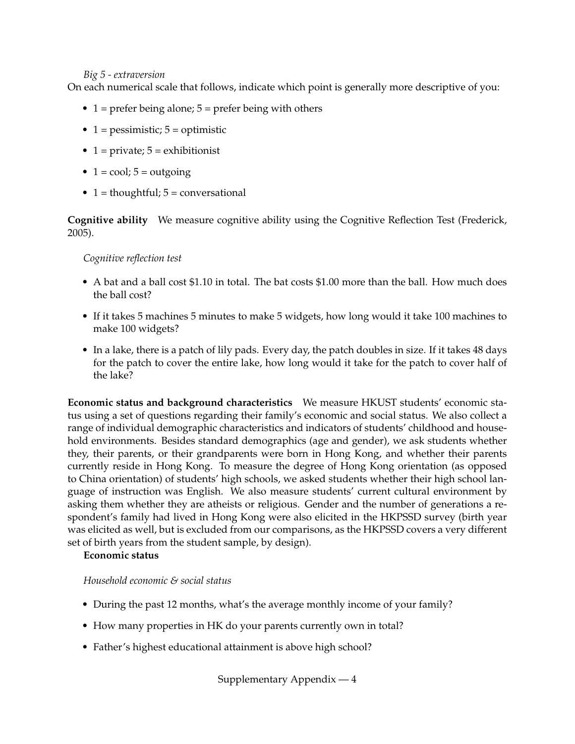*Big 5 - extraversion*

On each numerical scale that follows, indicate which point is generally more descriptive of you:

- 1 = prefer being alone; 5 = prefer being with others
- 1 = pessimistic; 5 = optimistic
- 1 = private; 5 = exhibitionist
- 1 = cool; 5 = outgoing
- 1 = thoughtful; 5 = conversational

**Cognitive ability** We measure cognitive ability using the Cognitive Reflection Test (Frederick, 2005).

*Cognitive reflection test*

- A bat and a ball cost $1.10 in total. The bat costs $1.00 more than the ball. How much does the ball cost?
- If it takes 5 machines 5 minutes to make 5 widgets, how long would it take 100 machines to make 100 widgets?
- In a lake, there is a patch of lily pads. Every day, the patch doubles in size. If it takes 48 days for the patch to cover the entire lake, how long would it take for the patch to cover half of the lake?

**Economic status and background characteristics** We measure HKUST students' economic status using a set of questions regarding their family's economic and social status. We also collect a range of individual demographic characteristics and indicators of students' childhood and household environments. Besides standard demographics (age and gender), we ask students whether they, their parents, or their grandparents were born in Hong Kong, and whether their parents currently reside in Hong Kong. To measure the degree of Hong Kong orientation (as opposed to China orientation) of students' high schools, we asked students whether their high school language of instruction was English. We also measure students' current cultural environment by asking them whether they are atheists or religious. Gender and the number of generations a respondent's family had lived in Hong Kong were also elicited in the HKPSSD survey (birth year was elicited as well, but is excluded from our comparisons, as the HKPSSD covers a very different set of birth years from the student sample, by design).

**Economic status**

*Household economic & social status*

- During the past 12 months, what's the average monthly income of your family?
- How many properties in HK do your parents currently own in total?
- Father's highest educational attainment is above high school?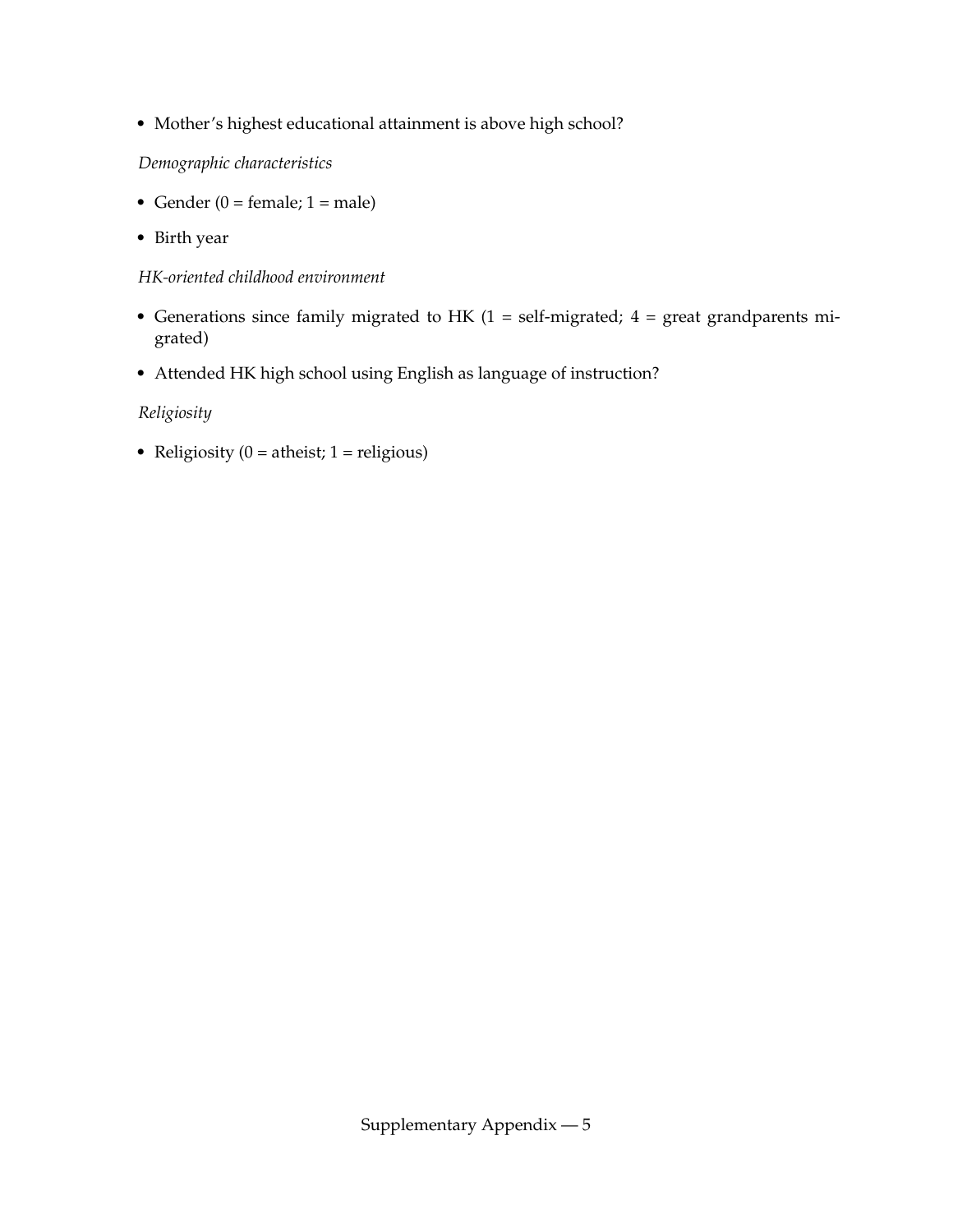- Mother's highest educational attainment is above high school?

*Demographic characteristics*

- Gender (0 = female; 1 = male)
- Birth year

*HK-oriented childhood environment*

- Generations since family migrated to HK (1 = self-migrated; 4 = great grandparents migrated)
- Attended HK high school using English as language of instruction?

*Religiosity*

- Religiosity (0 = atheist; 1 = religious)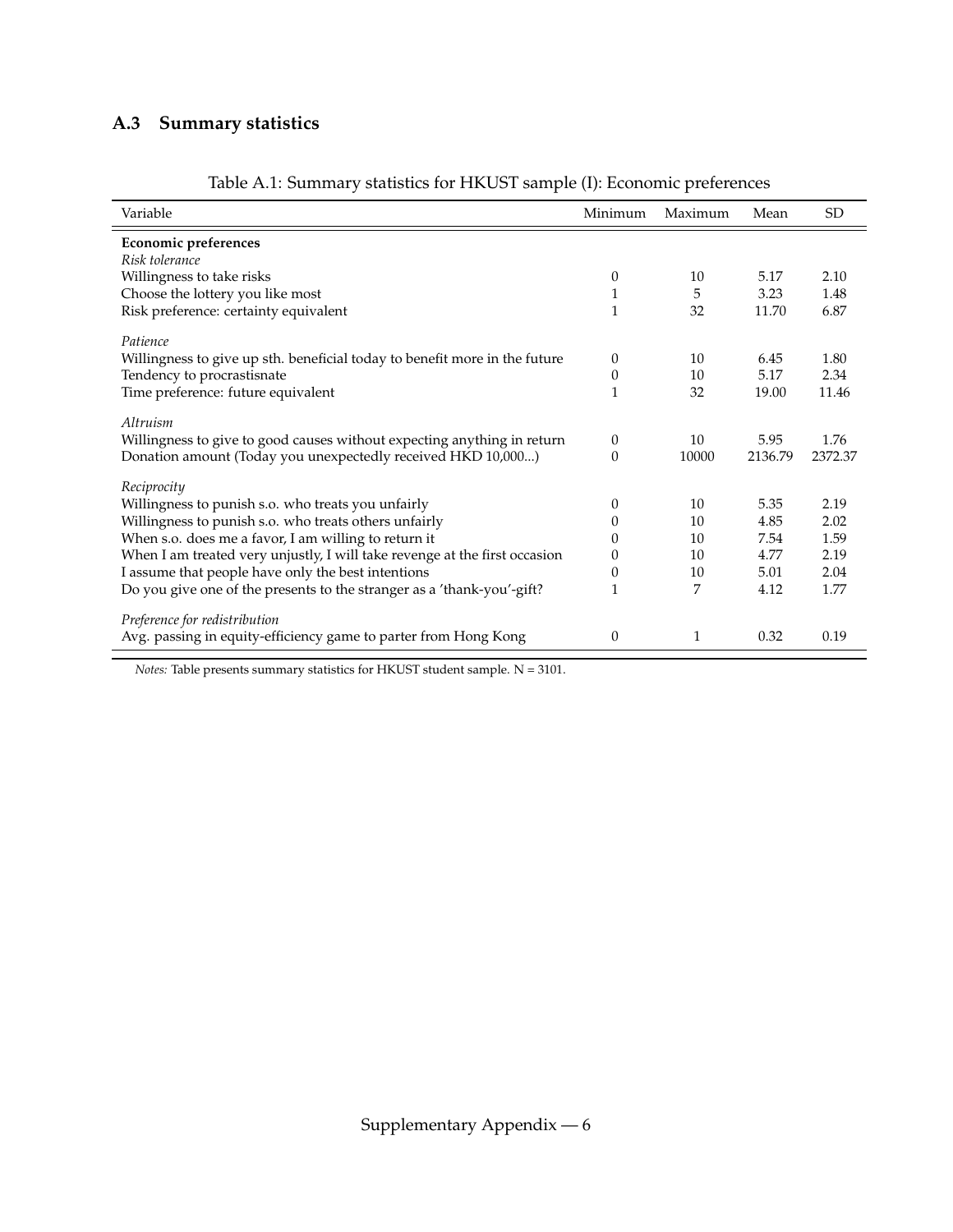## A.3 Summary statistics

Table A.1: Summary statistics for HKUST sample (I): Economic preferences

| Variable | Minimum | Maximum | Mean | SD |
|---|---|---|---|---|
| **Economic preferences** | | | | |
| *Risk tolerance* | | | | |
| Willingness to take risks | 0 | 10 | 5.17 | 2.10 |
| Choose the lottery you like most | 1 | 5 | 3.23 | 1.48 |
| Risk preference: certainty equivalent | 1 | 32 | 11.70 | 6.87 |
| *Patience* | | | | |
| Willingness to give up sth. beneficial today to benefit more in the future | 0 | 10 | 6.45 | 1.80 |
| Tendency to procrastisnate | 0 | 10 | 5.17 | 2.34 |
| Time preference: future equivalent | 1 | 32 | 19.00 | 11.46 |
| *Altruism* | | | | |
| Willingness to give to good causes without expecting anything in return | 0 | 10 | 5.95 | 1.76 |
| Donation amount (Today you unexpectedly received HKD 10,000...) | 0 | 10000 | 2136.79 | 2372.37 |
| *Reciprocity* | | | | |
| Willingness to punish s.o. who treats you unfairly | 0 | 10 | 5.35 | 2.19 |
| Willingness to punish s.o. who treats others unfairly | 0 | 10 | 4.85 | 2.02 |
| When s.o. does me a favor, I am willing to return it | 0 | 10 | 7.54 | 1.59 |
| When I am treated very unjustly, I will take revenge at the first occasion | 0 | 10 | 4.77 | 2.19 |
| I assume that people have only the best intentions | 0 | 10 | 5.01 | 2.04 |
| Do you give one of the presents to the stranger as a 'thank-you'-gift? | 1 | 7 | 4.12 | 1.77 |
| *Preference for redistribution* | | | | |
| Avg. passing in equity-efficiency game to parter from Hong Kong | 0 | 1 | 0.32 | 0.19 |

*Notes:* Table presents summary statistics for HKUST student sample. N = 3101.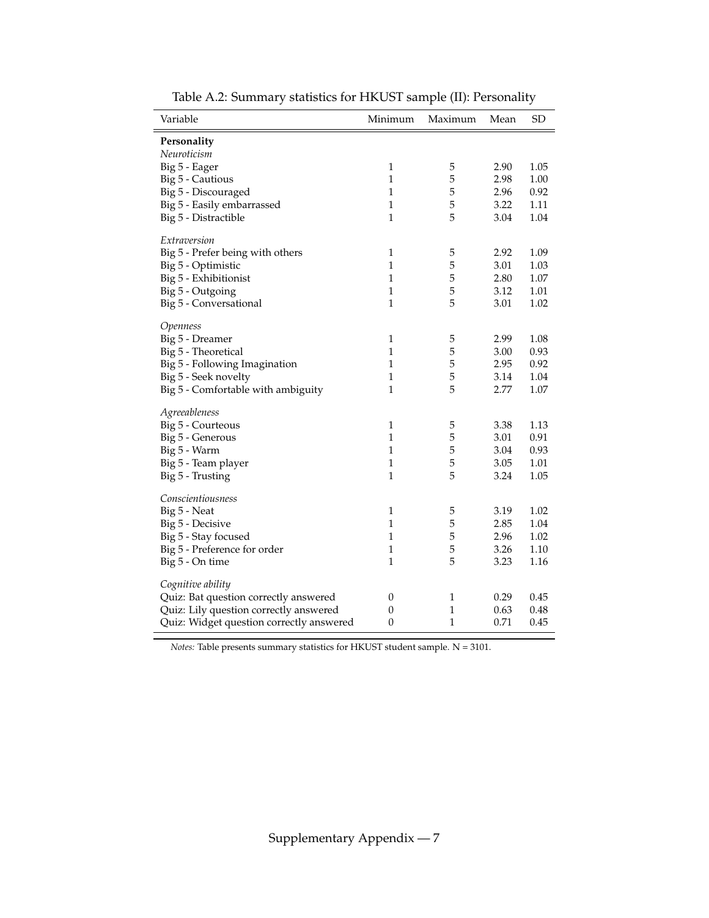Table A.2: Summary statistics for HKUST sample (II): Personality

| Variable | Minimum | Maximum | Mean | SD |
|---|---|---|---|---|
| **Personality** | | | | |
| *Neuroticism* | | | | |
| Big 5 - Eager | 1 | 5 | 2.90 | 1.05 |
| Big 5 - Cautious | 1 | 5 | 2.98 | 1.00 |
| Big 5 - Discouraged | 1 | 5 | 2.96 | 0.92 |
| Big 5 - Easily embarrassed | 1 | 5 | 3.22 | 1.11 |
| Big 5 - Distractible | 1 | 5 | 3.04 | 1.04 |
| *Extraversion* | | | | |
| Big 5 - Prefer being with others | 1 | 5 | 2.92 | 1.09 |
| Big 5 - Optimistic | 1 | 5 | 3.01 | 1.03 |
| Big 5 - Exhibitionist | 1 | 5 | 2.80 | 1.07 |
| Big 5 - Outgoing | 1 | 5 | 3.12 | 1.01 |
| Big 5 - Conversational | 1 | 5 | 3.01 | 1.02 |
| *Openness* | | | | |
| Big 5 - Dreamer | 1 | 5 | 2.99 | 1.08 |
| Big 5 - Theoretical | 1 | 5 | 3.00 | 0.93 |
| Big 5 - Following Imagination | 1 | 5 | 2.95 | 0.92 |
| Big 5 - Seek novelty | 1 | 5 | 3.14 | 1.04 |
| Big 5 - Comfortable with ambiguity | 1 | 5 | 2.77 | 1.07 |
| *Agreeableness* | | | | |
| Big 5 - Courteous | 1 | 5 | 3.38 | 1.13 |
| Big 5 - Generous | 1 | 5 | 3.01 | 0.91 |
| Big 5 - Warm | 1 | 5 | 3.04 | 0.93 |
| Big 5 - Team player | 1 | 5 | 3.05 | 1.01 |
| Big 5 - Trusting | 1 | 5 | 3.24 | 1.05 |
| *Conscientiousness* | | | | |
| Big 5 - Neat | 1 | 5 | 3.19 | 1.02 |
| Big 5 - Decisive | 1 | 5 | 2.85 | 1.04 |
| Big 5 - Stay focused | 1 | 5 | 2.96 | 1.02 |
| Big 5 - Preference for order | 1 | 5 | 3.26 | 1.10 |
| Big 5 - On time | 1 | 5 | 3.23 | 1.16 |
| *Cognitive ability* | | | | |
| Quiz: Bat question correctly answered | 0 | 1 | 0.29 | 0.45 |
| Quiz: Lily question correctly answered | 0 | 1 | 0.63 | 0.48 |
| Quiz: Widget question correctly answered | 0 | 1 | 0.71 | 0.45 |

*Notes:* Table presents summary statistics for HKUST student sample. N = 3101.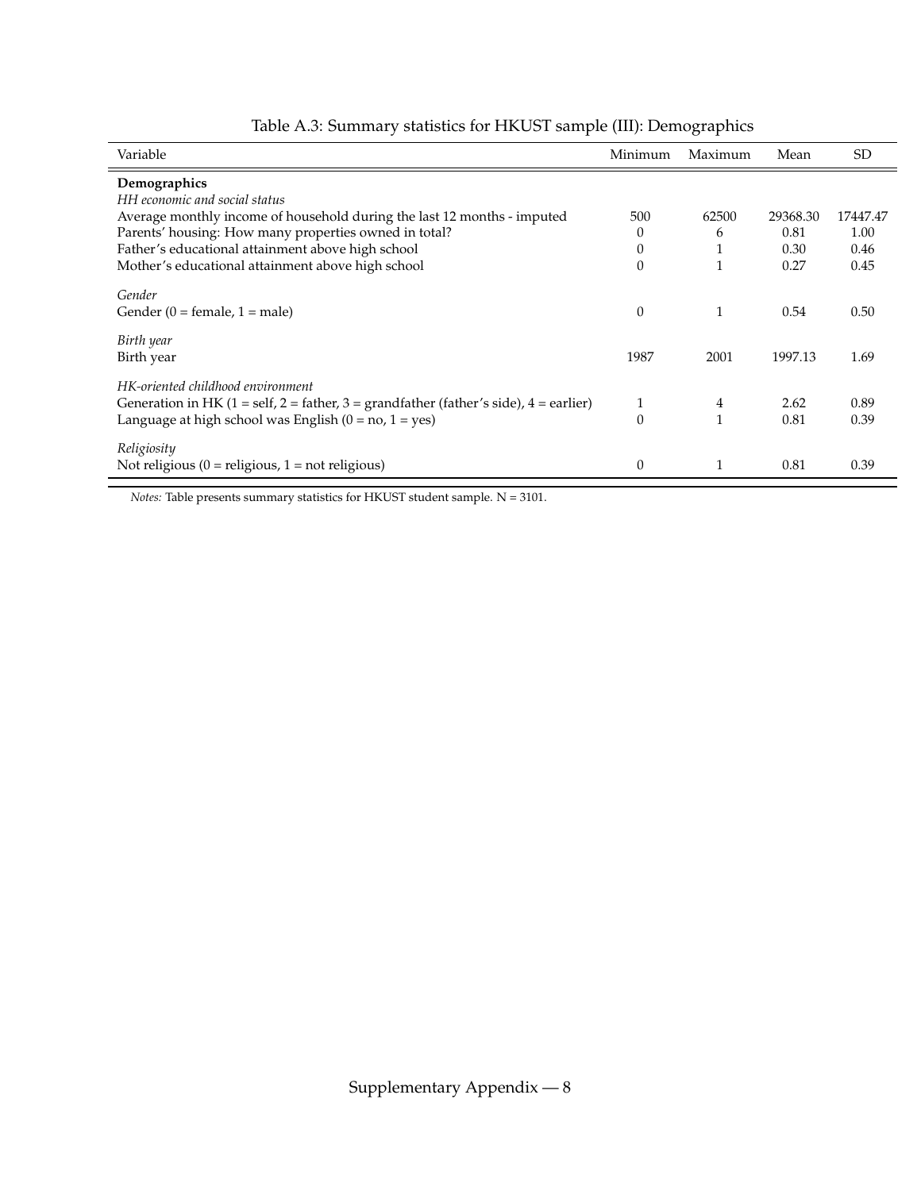Table A.3: Summary statistics for HKUST sample (III): Demographics

| Variable | Minimum | Maximum | Mean | SD |
|---|---|---|---|---|
| **Demographics** | | | | |
| *HH economic and social status* | | | | |
| Average monthly income of household during the last 12 months - imputed | 500 | 62500 | 29368.30 | 17447.47 |
| Parents' housing: How many properties owned in total? | 0 | 6 | 0.81 | 1.00 |
| Father's educational attainment above high school | 0 | 1 | 0.30 | 0.46 |
| Mother's educational attainment above high school | 0 | 1 | 0.27 | 0.45 |
| *Gender* | | | | |
| Gender (0 = female, 1 = male) | 0 | 1 | 0.54 | 0.50 |
| *Birth year* | | | | |
| Birth year | 1987 | 2001 | 1997.13 | 1.69 |
| *HK-oriented childhood environment* | | | | |
| Generation in HK (1 = self, 2 = father, 3 = grandfather (father's side), 4 = earlier) | 1 | 4 | 2.62 | 0.89 |
| Language at high school was English (0 = no, 1 = yes) | 0 | 1 | 0.81 | 0.39 |
| *Religiosity* | | | | |
| Not religious (0 = religious, 1 = not religious) | 0 | 1 | 0.81 | 0.39 |

*Notes:* Table presents summary statistics for HKUST student sample. N = 3101.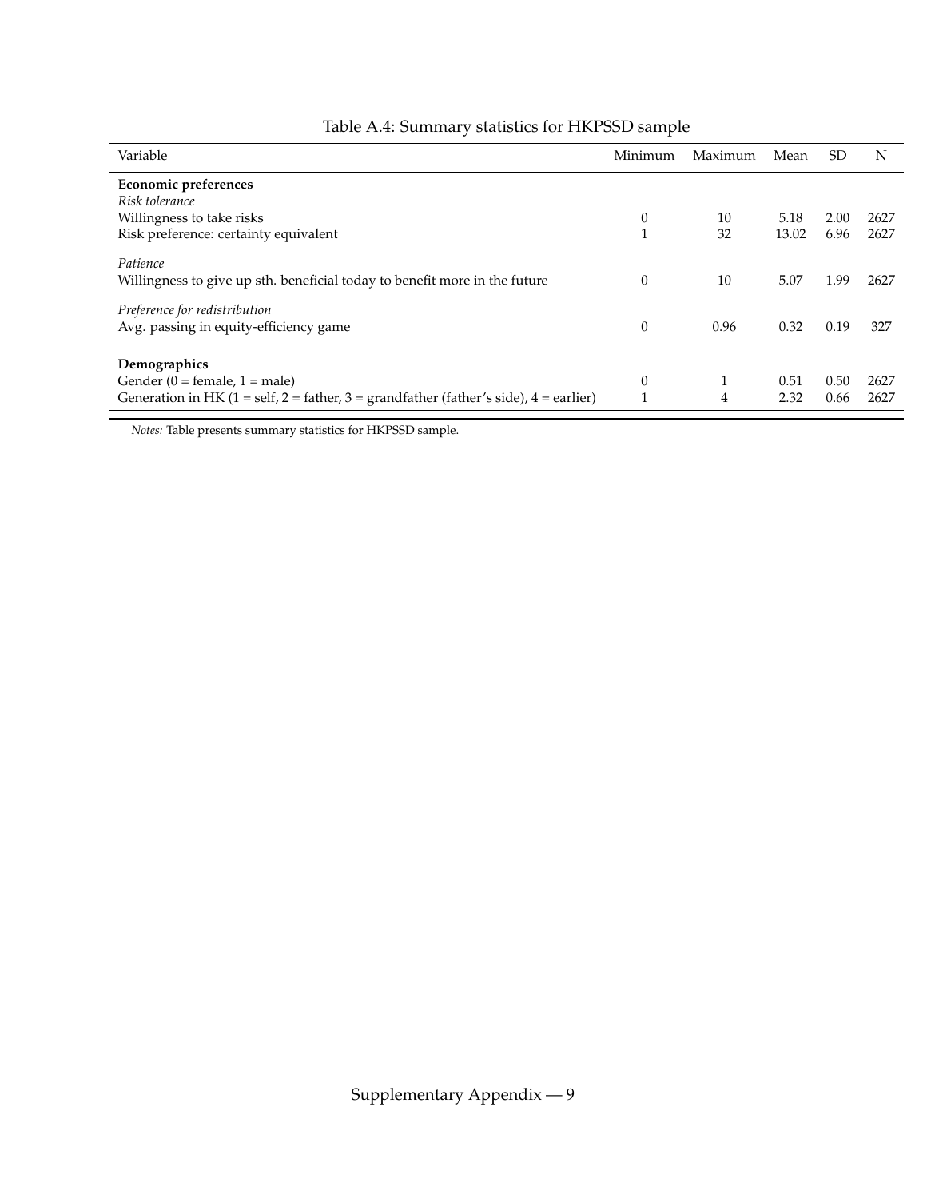Table A.4: Summary statistics for HKPSSD sample

| Variable | Minimum | Maximum | Mean | SD | N |
|---|---|---|---|---|---|
| **Economic preferences** | | | | | |
| *Risk tolerance* | | | | | |
| Willingness to take risks | 0 | 10 | 5.18 | 2.00 | 2627 |
| Risk preference: certainty equivalent | 1 | 32 | 13.02 | 6.96 | 2627 |
| *Patience* | | | | | |
| Willingness to give up sth. beneficial today to benefit more in the future | 0 | 10 | 5.07 | 1.99 | 2627 |
| *Preference for redistribution* | | | | | |
| Avg. passing in equity-efficiency game | 0 | 0.96 | 0.32 | 0.19 | 327 |
| **Demographics** | | | | | |
| Gender (0 = female, 1 = male) | 0 | 1 | 0.51 | 0.50 | 2627 |
| Generation in HK (1 = self, 2 = father, 3 = grandfather (father's side), 4 = earlier) | 1 | 4 | 2.32 | 0.66 | 2627 |

*Notes:* Table presents summary statistics for HKPSSD sample.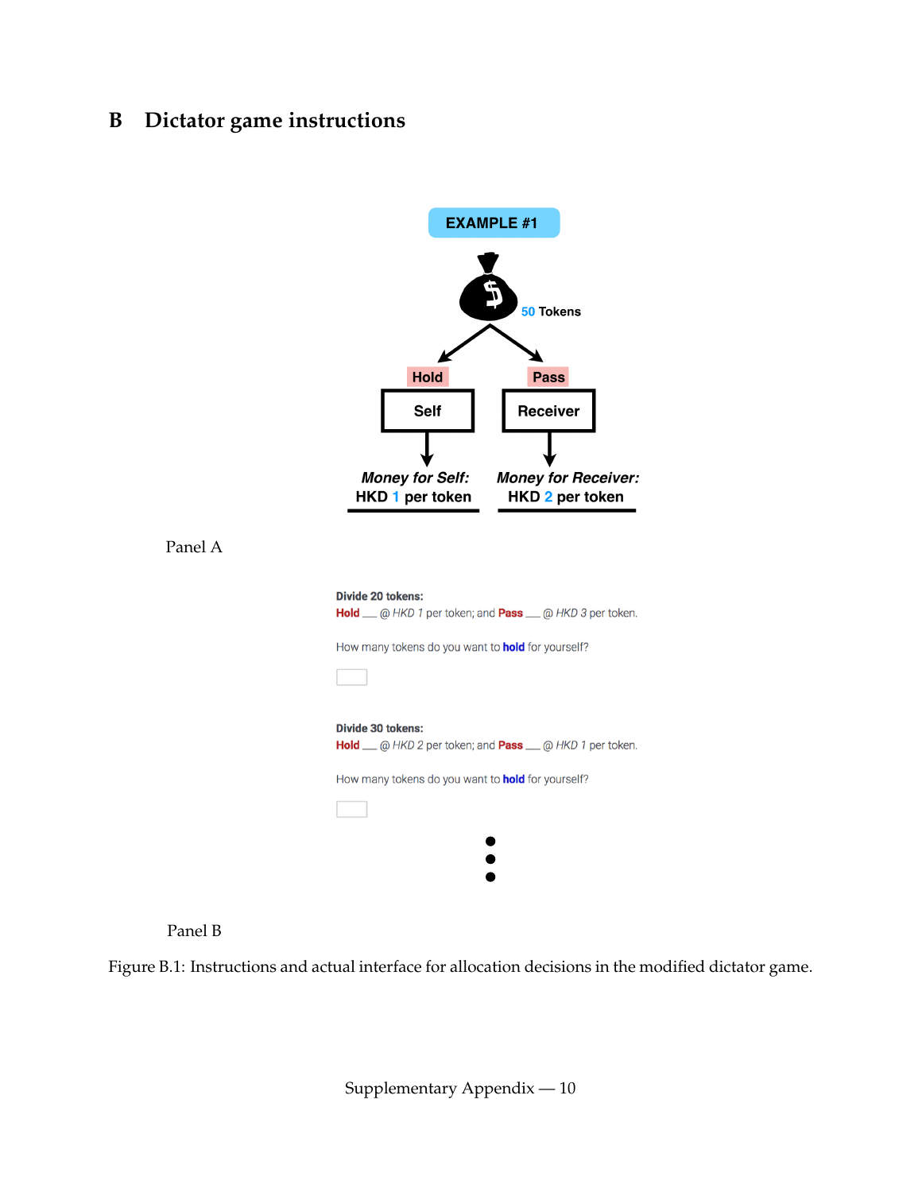# B Dictator game instructions

EXAMPLE #1

50 Tokens

Hold — Self — Money for Self: HKD 1 per token

Pass — Receiver — Money for Receiver: HKD 2 per token

Panel A

**Divide 20 tokens:**
**Hold** ___ @ *HKD 1* per token; and **Pass** ___ @ *HKD 3* per token.

How many tokens do you want to **hold** for yourself?

**Divide 30 tokens:**
**Hold** ___ @ *HKD 2* per token; and **Pass** ___ @ *HKD 1* per token.

How many tokens do you want to **hold** for yourself?

⋮

Panel B

Figure B.1: Instructions and actual interface for allocation decisions in the modified dictator game.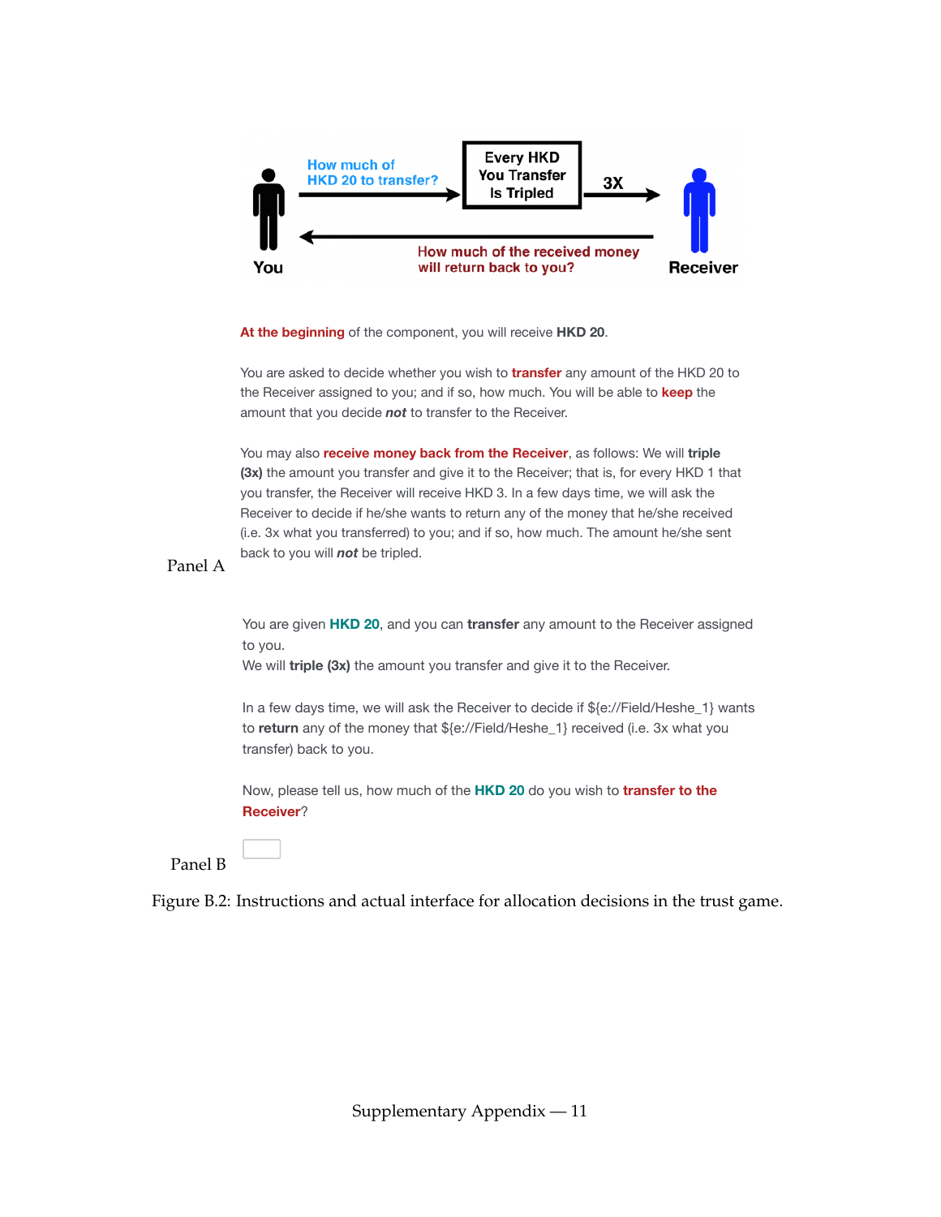How much of HKD 20 to transfer?

Every HKD You Transfer Is Tripled

3X

How much of the received money will return back to you?

You

Receiver

**At the beginning** of the component, you will receive **HKD 20**.

You are asked to decide whether you wish to **transfer** any amount of the HKD 20 to the Receiver assigned to you; and if so, how much. You will be able to **keep** the amount that you decide ***not*** to transfer to the Receiver.

You may also **receive money back from the Receiver**, as follows: We will **triple (3x)** the amount you transfer and give it to the Receiver; that is, for every HKD 1 that you transfer, the Receiver will receive HKD 3. In a few days time, we will ask the Receiver to decide if he/she wants to return any of the money that he/she received (i.e. 3x what you transferred) to you; and if so, how much. The amount he/she sent back to you will ***not*** be tripled.

Panel A

You are given **HKD 20**, and you can **transfer** any amount to the Receiver assigned to you.
We will **triple (3x)** the amount you transfer and give it to the Receiver.

In a few days time, we will ask the Receiver to decide if ${e://Field/Heshe_1} wants to **return** any of the money that ${e://Field/Heshe_1} received (i.e. 3x what you transfer) back to you.

Now, please tell us, how much of the **HKD 20** do you wish to **transfer to the Receiver**?

Panel B

Figure B.2: Instructions and actual interface for allocation decisions in the trust game.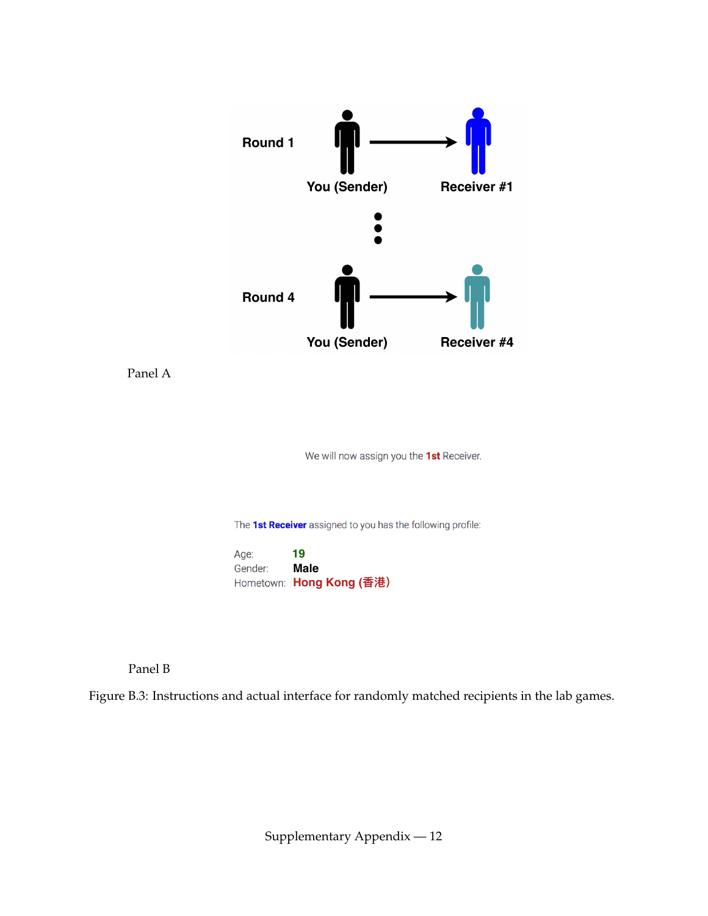Round 1 — You (Sender) → Receiver #1

⋮

Round 4 — You (Sender) → Receiver #4

Panel A

We will now assign you the **1st** Receiver.

The **1st Receiver** assigned to you has the following profile:

Age: **19**
Gender: **Male**
Hometown: **Hong Kong (香港)**

Panel B

Figure B.3: Instructions and actual interface for randomly matched recipients in the lab games.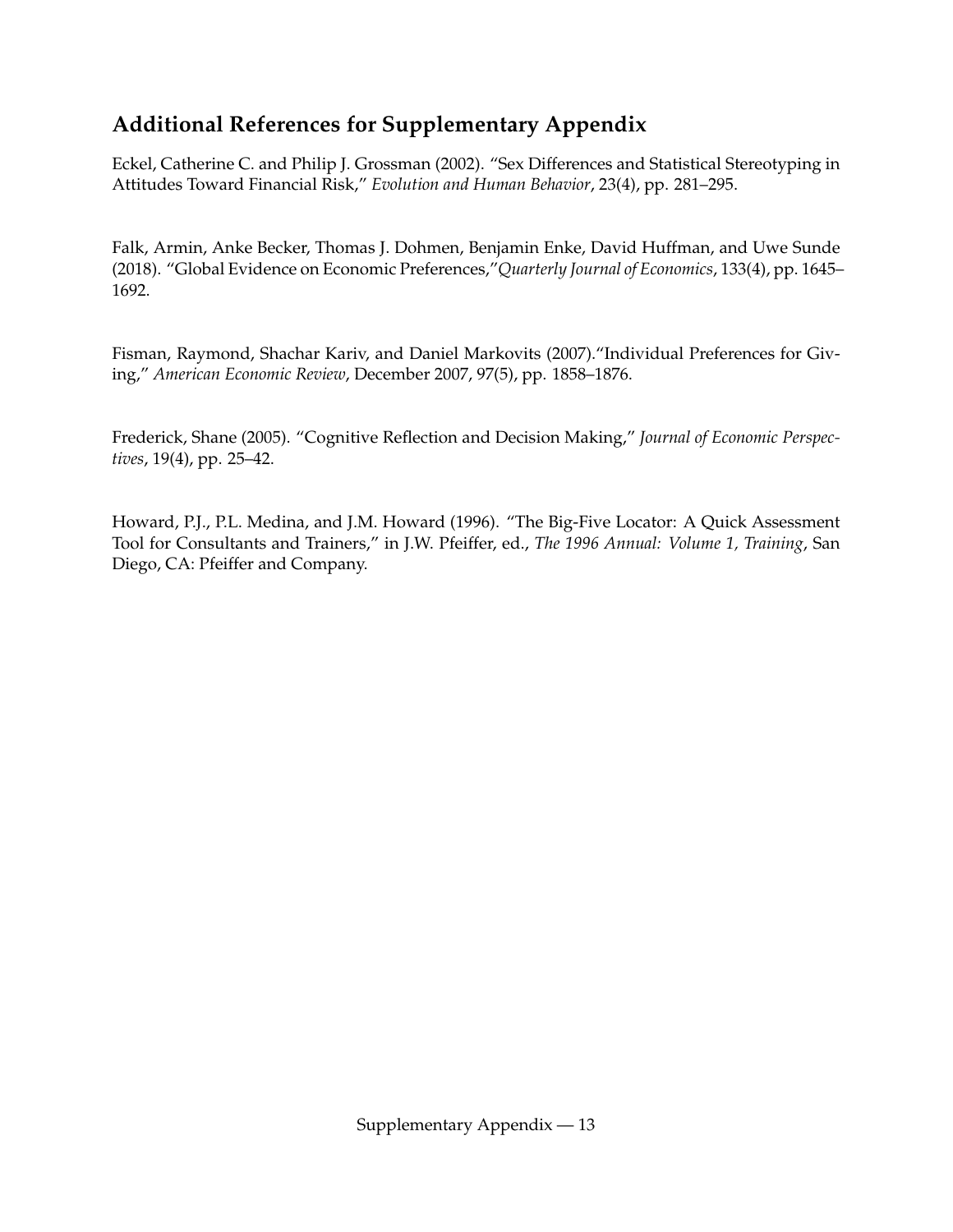## Additional References for Supplementary Appendix

Eckel, Catherine C. and Philip J. Grossman (2002). "Sex Differences and Statistical Stereotyping in Attitudes Toward Financial Risk," *Evolution and Human Behavior*, 23(4), pp. 281–295.

Falk, Armin, Anke Becker, Thomas J. Dohmen, Benjamin Enke, David Huffman, and Uwe Sunde (2018). "Global Evidence on Economic Preferences,"*Quarterly Journal of Economics*, 133(4), pp. 1645–1692.

Fisman, Raymond, Shachar Kariv, and Daniel Markovits (2007)."Individual Preferences for Giving," *American Economic Review*, December 2007, 97(5), pp. 1858–1876.

Frederick, Shane (2005). "Cognitive Reflection and Decision Making," *Journal of Economic Perspectives*, 19(4), pp. 25–42.

Howard, P.J., P.L. Medina, and J.M. Howard (1996). "The Big-Five Locator: A Quick Assessment Tool for Consultants and Trainers," in J.W. Pfeiffer, ed., *The 1996 Annual: Volume 1, Training*, San Diego, CA: Pfeiffer and Company.